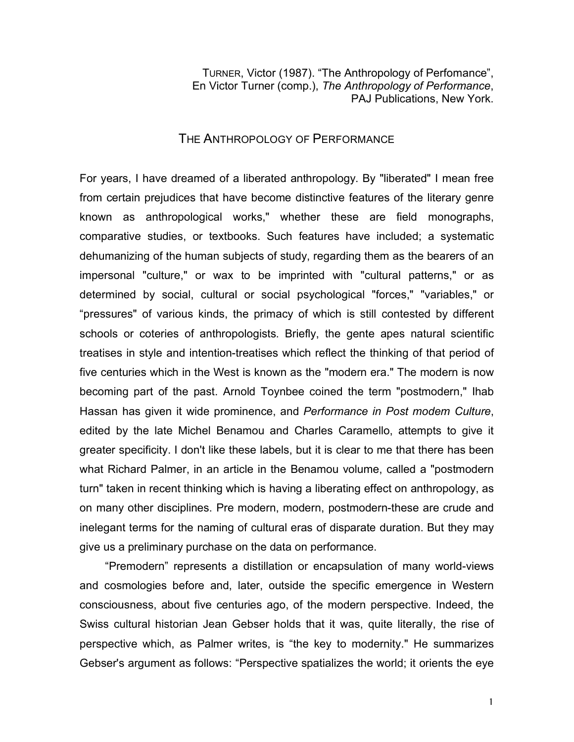TURNER, Victor (1987). "The Anthropology of Perfomance", En Victor Turner (comp.), *The Anthropology of Performance*, PAJ Publications, New York.

# THE ANTHROPOLOGY OF PERFORMANCE

For years, I have dreamed of a liberated anthropology. By "liberated" I mean free from certain prejudices that have become distinctive features of the literary genre known as anthropological works," whether these are field monographs, comparative studies, or textbooks. Such features have included; a systematic dehumanizing of the human subjects of study, regarding them as the bearers of an impersonal "culture," or wax to be imprinted with "cultural patterns," or as determined by social, cultural or social psychological "forces," "variables," or "pressures" of various kinds, the primacy of which is still contested by different schools or coteries of anthropologists. Briefly, the gente apes natural scientific treatises in style and intention-treatises which reflect the thinking of that period of five centuries which in the West is known as the "modern era." The modern is now becoming part of the past. Arnold Toynbee coined the term "postmodern," Ihab Hassan has given it wide prominence, and *Performance in Post modem Culture*, edited by the late Michel Benamou and Charles Caramello, attempts to give it greater specificity. I don't like these labels, but it is clear to me that there has been what Richard Palmer, in an article in the Benamou volume, called a "postmodern turn" taken in recent thinking which is having a liberating effect on anthropology, as on many other disciplines. Pre modern, modern, postmodern-these are crude and inelegant terms for the naming of cultural eras of disparate duration. But they may give us a preliminary purchase on the data on performance.

"Premodern" represents a distillation or encapsulation of many world-views and cosmologies before and, later, outside the specific emergence in Western consciousness, about five centuries ago, of the modern perspective. Indeed, the Swiss cultural historian Jean Gebser holds that it was, quite literally, the rise of perspective which, as Palmer writes, is "the key to modernity." He summarizes Gebser's argument as follows: "Perspective spatializes the world; it orients the eye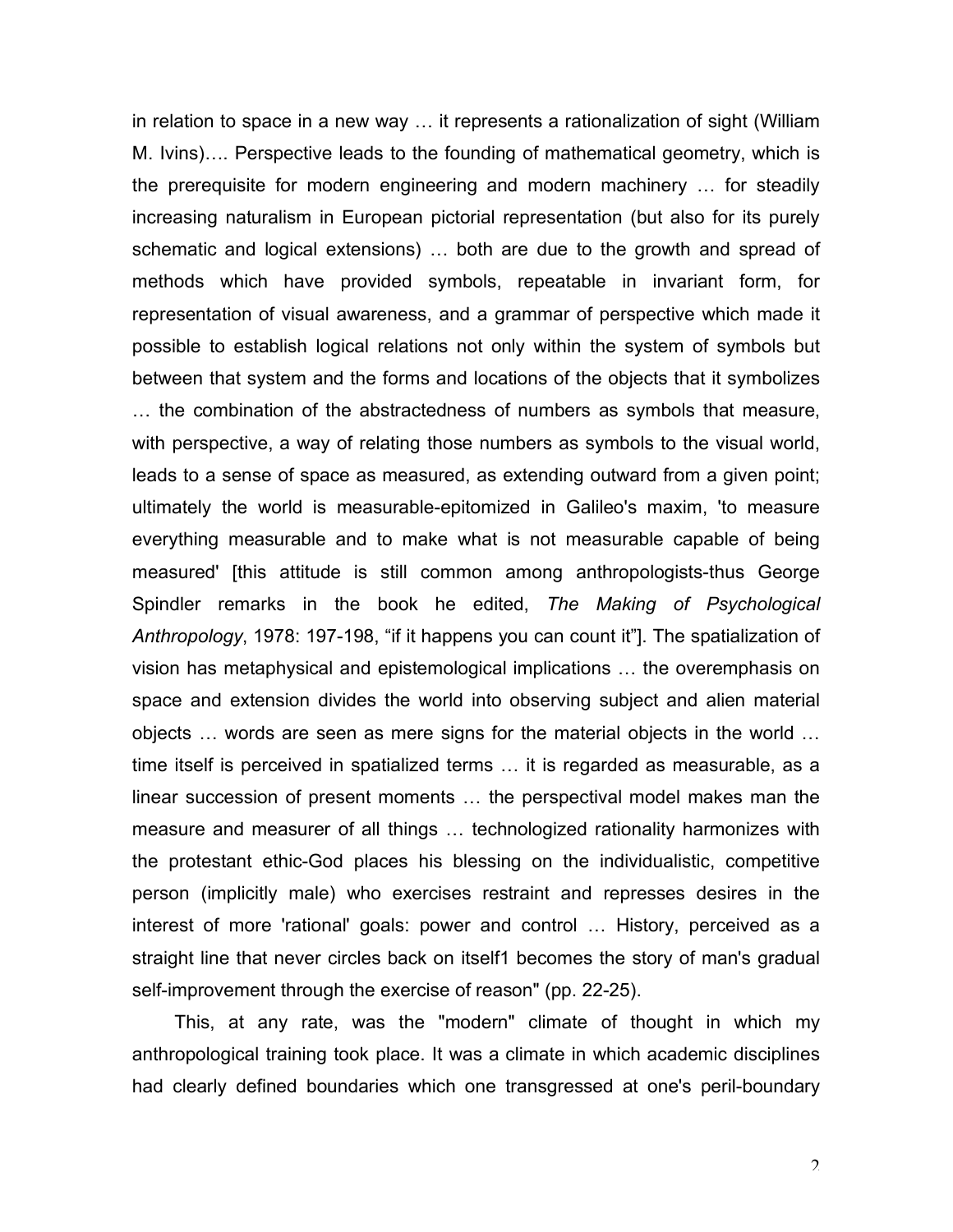in relation to space in a new way … it represents a rationalization of sight (William M. Ivins)…. Perspective leads to the founding of mathematical geometry, which is the prerequisite for modern engineering and modern machinery … for steadily increasing naturalism in European pictorial representation (but also for its purely schematic and logical extensions) … both are due to the growth and spread of methods which have provided symbols, repeatable in invariant form, for representation of visual awareness, and a grammar of perspective which made it possible to establish logical relations not only within the system of symbols but between that system and the forms and locations of the objects that it symbolizes … the combination of the abstractedness of numbers as symbols that measure, with perspective, a way of relating those numbers as symbols to the visual world, leads to a sense of space as measured, as extending outward from a given point; ultimately the world is measurable-epitomized in Galileo's maxim, 'to measure everything measurable and to make what is not measurable capable of being measured' [this attitude is still common among anthropologists-thus George Spindler remarks in the book he edited, *The Making of Psychological Anthropology*, 1978: 197-198, "if it happens you can count it"]. The spatialization of vision has metaphysical and epistemological implications … the overemphasis on space and extension divides the world into observing subject and alien material objects … words are seen as mere signs for the material objects in the world … time itself is perceived in spatialized terms … it is regarded as measurable, as a linear succession of present moments … the perspectival model makes man the measure and measurer of all things … technologized rationality harmonizes with the protestant ethic-God places his blessing on the individualistic, competitive person (implicitly male) who exercises restraint and represses desires in the interest of more 'rational' goals: power and control … History, perceived as a straight line that never circles back on itself1 becomes the story of man's gradual self-improvement through the exercise of reason" (pp. 22-25).

This, at any rate, was the "modern" climate of thought in which my anthropological training took place. It was a climate in which academic disciplines had clearly defined boundaries which one transgressed at one's peril-boundary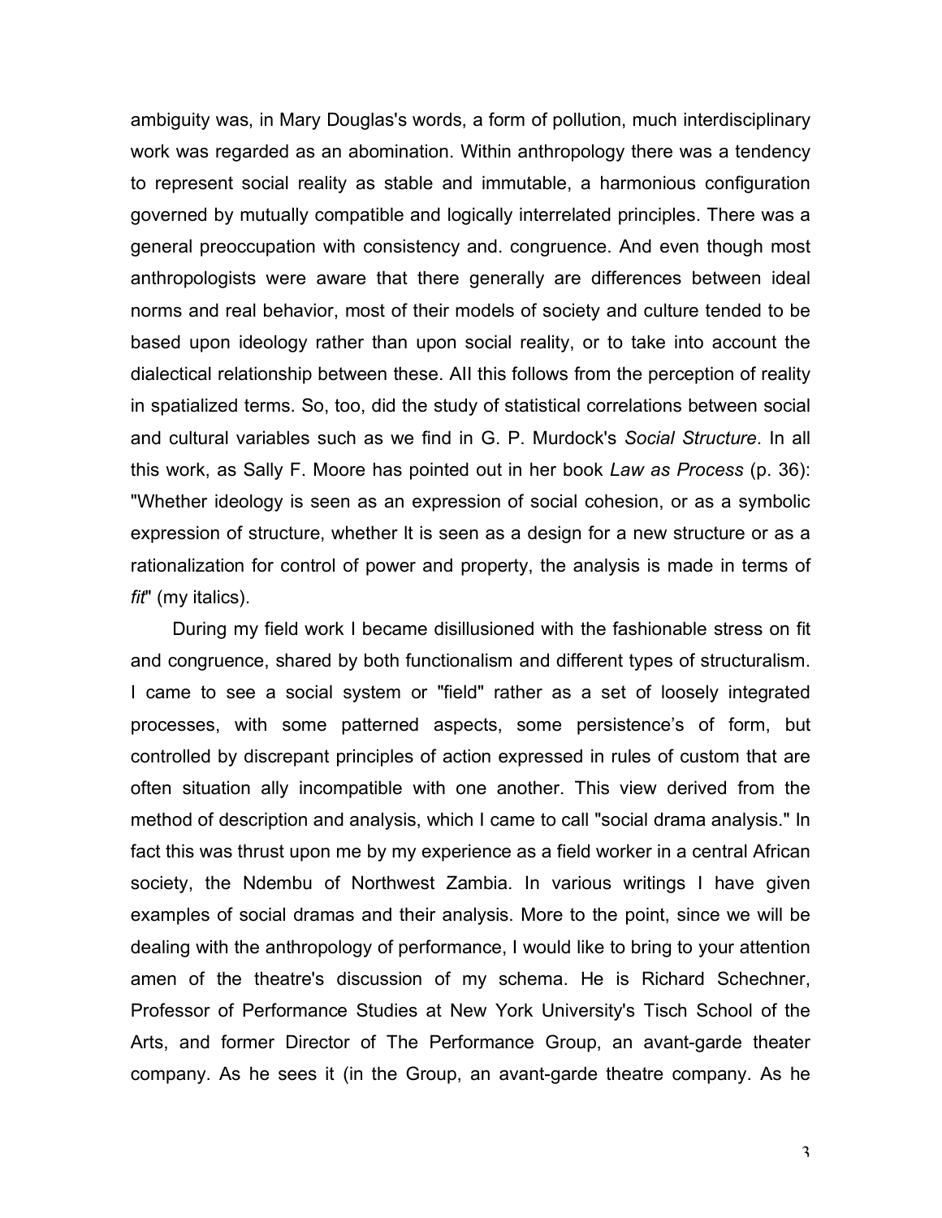ambiguity was, in Mary Douglas's words, a form of pollution, much interdisciplinary work was regarded as an abomination. Within anthropology there was a tendency to represent social reality as stable and immutable, a harmonious configuration governed by mutually compatible and logically interrelated principles. There was a general preoccupation with consistency and. congruence. And even though most anthropologists were aware that there generally are differences between ideal norms and real behavior, most of their models of society and culture tended to be based upon ideology rather than upon social reality, or to take into account the dialectical relationship between these. AII this follows from the perception of reality in spatialized terms. So, too, did the study of statistical correlations between social and cultural variables such as we find in G. P. Murdock's *Social Structure*. In all this work, as Sally F. Moore has pointed out in her book *Law as Process* (p. 36): "Whether ideology is seen as an expression of social cohesion, or as a symbolic expression of structure, whether It is seen as a design for a new structure or as a rationalization for control of power and property, the analysis is made in terms of *fit*" (my italics).

During my field work I became disillusioned with the fashionable stress on fit and congruence, shared by both functionalism and different types of structuralism. I came to see a social system or "field" rather as a set of loosely integrated processes, with some patterned aspects, some persistence's of form, but controlled by discrepant principles of action expressed in rules of custom that are often situation ally incompatible with one another. This view derived from the method of description and analysis, which I came to call "social drama analysis." In fact this was thrust upon me by my experience as a field worker in a central African society, the Ndembu of Northwest Zambia. In various writings I have given examples of social dramas and their analysis. More to the point, since we will be dealing with the anthropology of performance, I would like to bring to your attention amen of the theatre's discussion of my schema. He is Richard Schechner, Professor of Performance Studies at New York University's Tisch School of the Arts, and former Director of The Performance Group, an avant-garde theater company. As he sees it (in the Group, an avant-garde theatre company. As he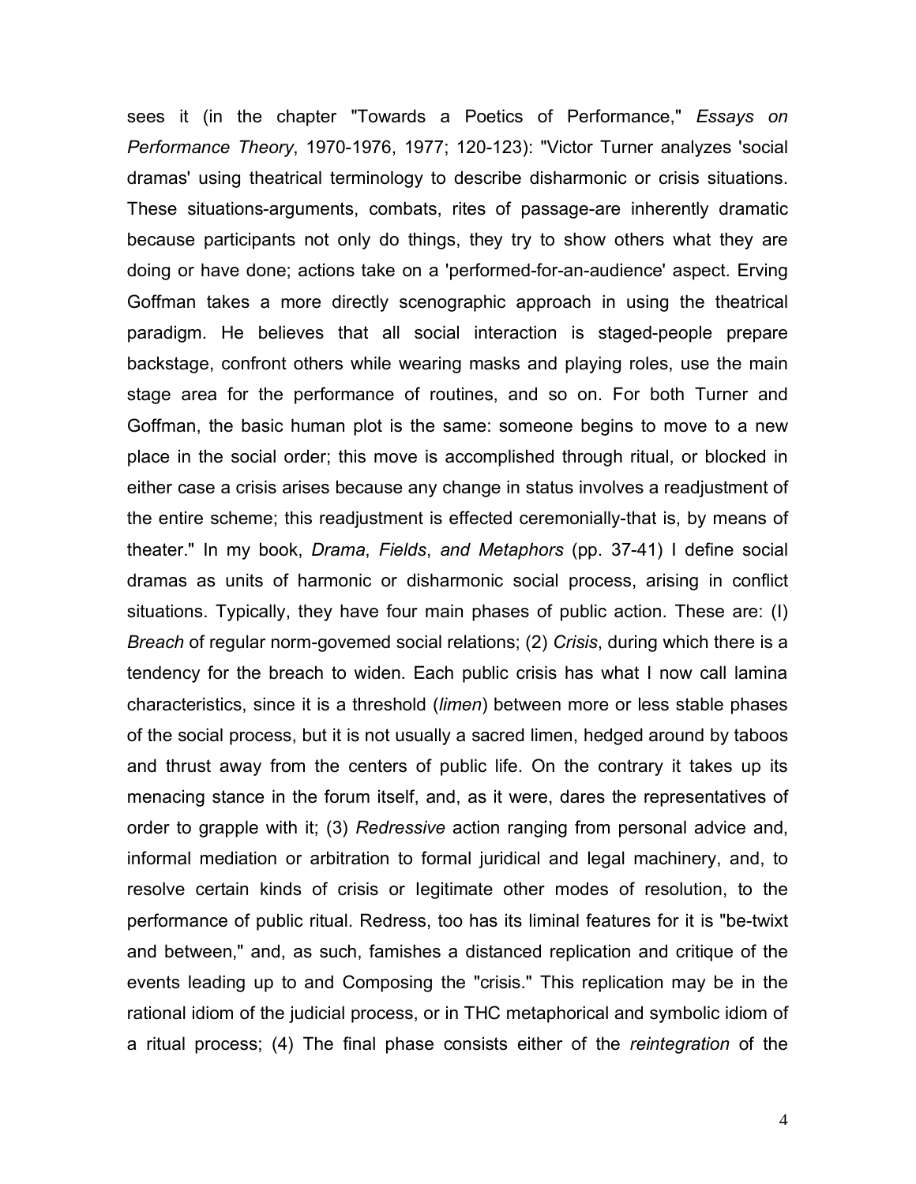sees it (in the chapter "Towards a Poetics of Performance," *Essays on Performance Theory*, 1970-1976, 1977; 120-123): "Victor Turner analyzes 'social dramas' using theatrical terminology to describe disharmonic or crisis situations. These situations-arguments, combats, rites of passage-are inherently dramatic because participants not only do things, they try to show others what they are doing or have done; actions take on a 'performed-for-an-audience' aspect. Erving Goffman takes a more directly scenographic approach in using the theatrical paradigm. He believes that all social interaction is staged-people prepare backstage, confront others while wearing masks and playing roles, use the main stage area for the performance of routines, and so on. For both Turner and Goffman, the basic human plot is the same: someone begins to move to a new place in the social order; this move is accomplished through ritual, or blocked in either case a crisis arises because any change in status involves a readjustment of the entire scheme; this readjustment is effected ceremonially-that is, by means of theater." In my book, *Drama*, *Fields*, *and Metaphors* (pp. 37-41) I define social dramas as units of harmonic or disharmonic social process, arising in conflict situations. Typically, they have four main phases of public action. These are: (I) *Breach* of regular norm-govemed social relations; (2) *Crisis*, during which there is a tendency for the breach to widen. Each public crisis has what I now call lamina characteristics, since it is a threshold (*limen*) between more or less stable phases of the social process, but it is not usually a sacred limen, hedged around by taboos and thrust away from the centers of public life. On the contrary it takes up its menacing stance in the forum itself, and, as it were, dares the representatives of order to grapple with it; (3) *Redressive* action ranging from personal advice and, informal mediation or arbitration to formal juridical and legal machinery, and, to resolve certain kinds of crisis or Iegitimate other modes of resolution, to the performance of public ritual. Redress, too has its liminal features for it is "be-twixt and between," and, as such, famishes a distanced replication and critique of the events leading up to and Composing the "crisis." This replication may be in the rational idiom of the judicial process, or in THC metaphorical and symbolic idiom of a ritual process; (4) The final phase consists either of the *reintegration* of the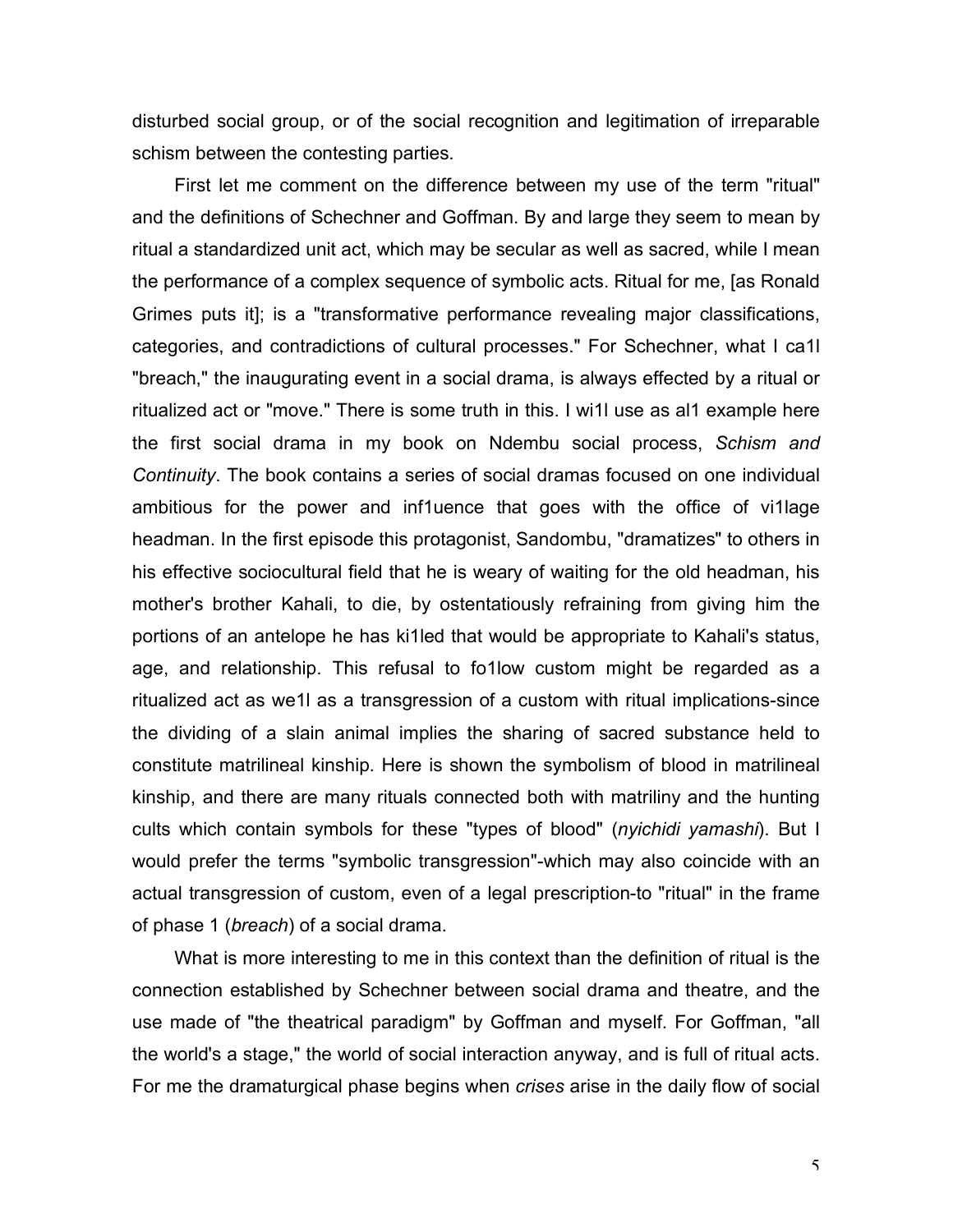disturbed social group, or of the social recognition and legitimation of irreparable schism between the contesting parties.

First let me comment on the difference between my use of the term "ritual" and the definitions of Schechner and Goffman. By and large they seem to mean by ritual a standardized unit act, which may be secular as well as sacred, while I mean the performance of a complex sequence of symbolic acts. Ritual for me, [as Ronald Grimes puts it]; is a "transformative performance revealing major classifications, categories, and contradictions of cultural processes." For Schechner, what I ca1l "breach," the inaugurating event in a social drama, is always effected by a ritual or ritualized act or "move." There is some truth in this. I wi1l use as al1 example here the first social drama in my book on Ndembu social process, *Schism and Continuity*. The book contains a series of social dramas focused on one individual ambitious for the power and inf1uence that goes with the office of vi1lage headman. In the first episode this protagonist, Sandombu, "dramatizes" to others in his effective sociocultural field that he is weary of waiting for the old headman, his mother's brother Kahali, to die, by ostentatiously refraining from giving him the portions of an antelope he has ki1led that would be appropriate to Kahali's status, age, and relationship. This refusal to fo1low custom might be regarded as a ritualized act as we1l as a transgression of a custom with ritual implications-since the dividing of a slain animal implies the sharing of sacred substance held to constitute matrilineal kinship. Here is shown the symbolism of blood in matrilineal kinship, and there are many rituals connected both with matriliny and the hunting cults which contain symbols for these "types of blood" (*nyichidi yamashi*). But I would prefer the terms "symbolic transgression"-which may also coincide with an actual transgression of custom, even of a legal prescription-to "ritual" in the frame of phase 1 (*breach*) of a social drama.

What is more interesting to me in this context than the definition of ritual is the connection established by Schechner between social drama and theatre, and the use made of "the theatrical paradigm" by Goffman and myself. For Goffman, "all the world's a stage," the world of social interaction anyway, and is full of ritual acts. For me the dramaturgical phase begins when *crises* arise in the daily flow of social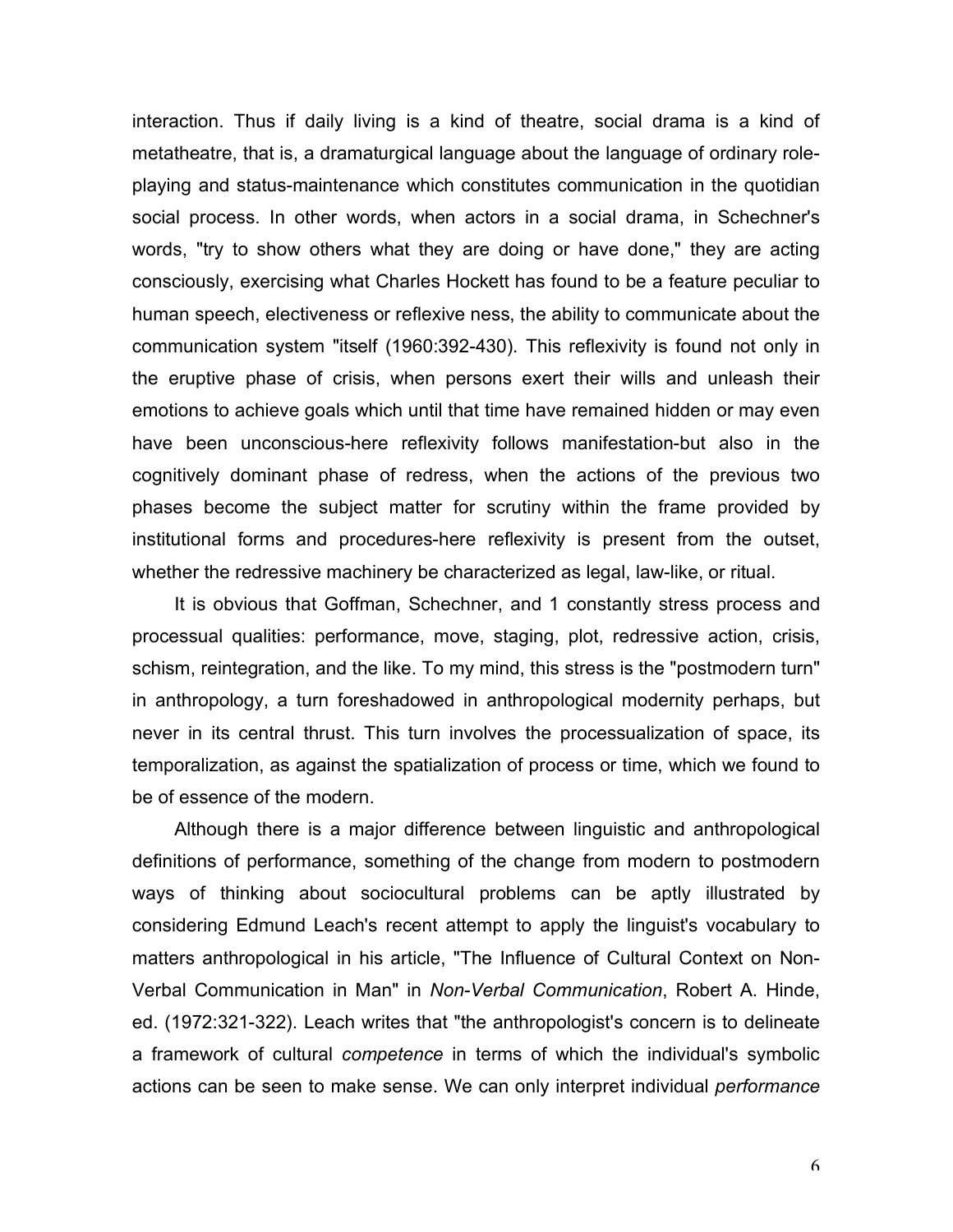interaction. Thus if daily living is a kind of theatre, social drama is a kind of metatheatre, that is, a dramaturgical language about the language of ordinary role-playing and status-maintenance which constitutes communication in the quotidian social process. In other words, when actors in a social drama, in Schechner's words, "try to show others what they are doing or have done," they are acting consciously, exercising what Charles Hockett has found to be a feature peculiar to human speech, electiveness or reflexive ness, the ability to communicate about the communication system "itself (1960:392-430). This reflexivity is found not only in the eruptive phase of crisis, when persons exert their wills and unleash their emotions to achieve goals which until that time have remained hidden or may even have been unconscious-here reflexivity follows manifestation-but also in the cognitively dominant phase of redress, when the actions of the previous two phases become the subject matter for scrutiny within the frame provided by institutional forms and procedures-here reflexivity is present from the outset, whether the redressive machinery be characterized as legal, law-like, or ritual.

It is obvious that Goffman, Schechner, and 1 constantly stress process and processual qualities: performance, move, staging, plot, redressive action, crisis, schism, reintegration, and the like. To my mind, this stress is the "postmodern turn" in anthropology, a turn foreshadowed in anthropological modernity perhaps, but never in its central thrust. This turn involves the processualization of space, its temporalization, as against the spatialization of process or time, which we found to be of essence of the modern.

Although there is a major difference between linguistic and anthropological definitions of performance, something of the change from modern to postmodern ways of thinking about sociocultural problems can be aptly illustrated by considering Edmund Leach's recent attempt to apply the linguist's vocabulary to matters anthropological in his article, "The Influence of Cultural Context on Non-Verbal Communication in Man" in *Non-Verbal Communication*, Robert A. Hinde, ed. (1972:321-322). Leach writes that "the anthropologist's concern is to delineate a framework of cultural *competence* in terms of which the individual's symbolic actions can be seen to make sense. We can only interpret individual *performance*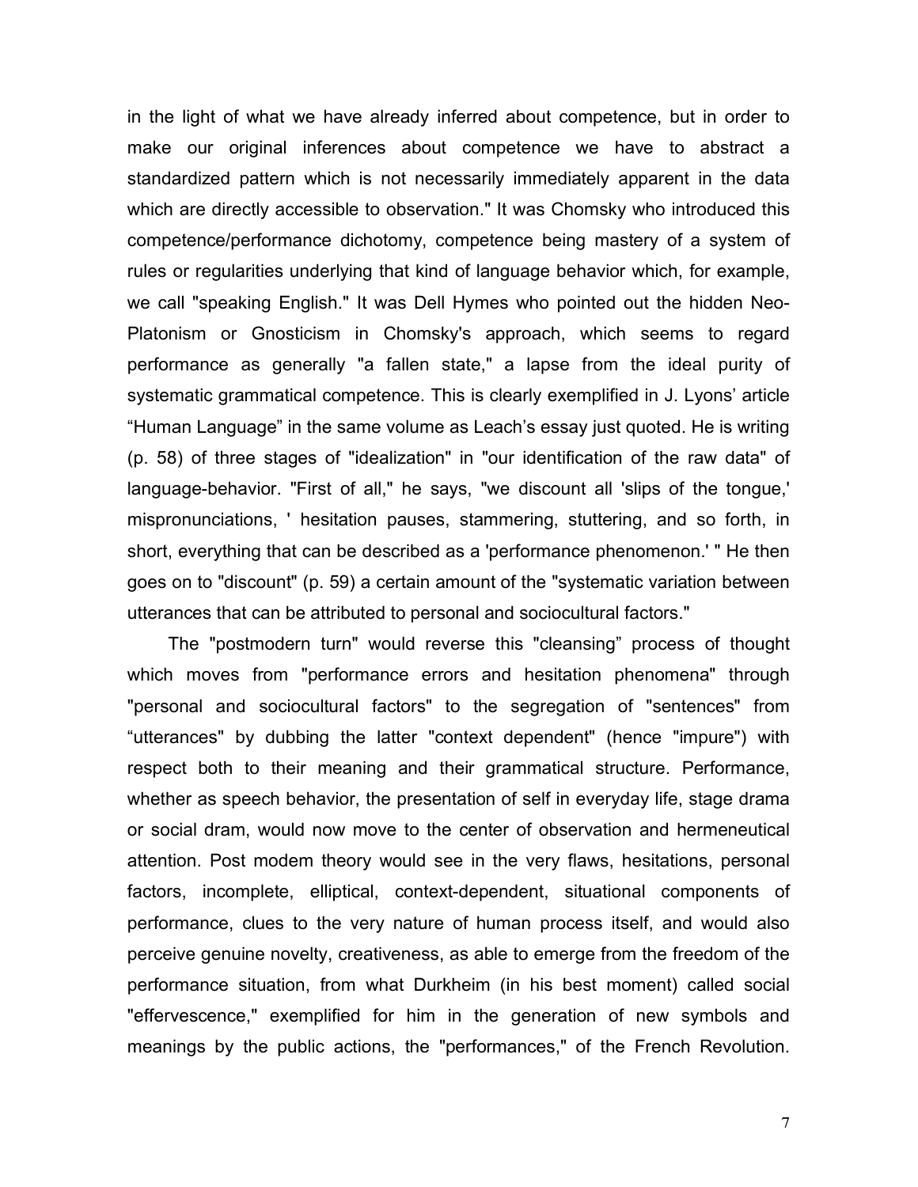in the light of what we have already inferred about competence, but in order to make our original inferences about competence we have to abstract a standardized pattern which is not necessarily immediately apparent in the data which are directly accessible to observation." It was Chomsky who introduced this competence/performance dichotomy, competence being mastery of a system of rules or regularities underlying that kind of language behavior which, for example, we call "speaking English." It was Dell Hymes who pointed out the hidden Neo-Platonism or Gnosticism in Chomsky's approach, which seems to regard performance as generally "a fallen state," a lapse from the ideal purity of systematic grammatical competence. This is clearly exemplified in J. Lyons' article "Human Language" in the same volume as Leach's essay just quoted. He is writing (p. 58) of three stages of "idealization" in "our identification of the raw data" of language-behavior. "First of all," he says, "we discount all 'slips of the tongue,' mispronunciations, ' hesitation pauses, stammering, stuttering, and so forth, in short, everything that can be described as a 'performance phenomenon.' " He then goes on to "discount" (p. 59) a certain amount of the "systematic variation between utterances that can be attributed to personal and sociocultural factors."

The "postmodern turn" would reverse this "cleansing" process of thought which moves from "performance errors and hesitation phenomena" through "personal and sociocultural factors" to the segregation of "sentences" from "utterances" by dubbing the latter "context dependent" (hence "impure") with respect both to their meaning and their grammatical structure. Performance, whether as speech behavior, the presentation of self in everyday life, stage drama or social dram, would now move to the center of observation and hermeneutical attention. Post modem theory would see in the very flaws, hesitations, personal factors, incomplete, elliptical, context-dependent, situational components of performance, clues to the very nature of human process itself, and would also perceive genuine novelty, creativeness, as able to emerge from the freedom of the performance situation, from what Durkheim (in his best moment) called social "effervescence," exemplified for him in the generation of new symbols and meanings by the public actions, the "performances," of the French Revolution.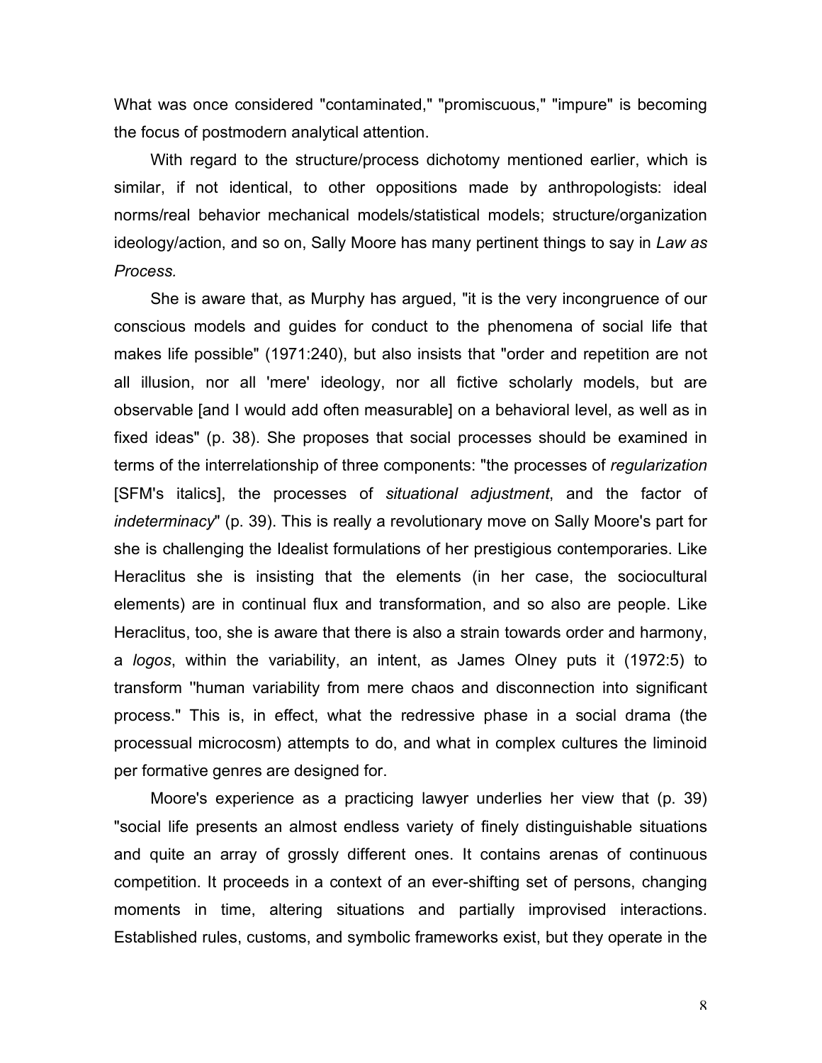What was once considered "contaminated," "promiscuous," "impure" is becoming the focus of postmodern analytical attention.

With regard to the structure/process dichotomy mentioned earlier, which is similar, if not identical, to other oppositions made by anthropologists: ideal norms/real behavior mechanical models/statistical models; structure/organization ideology/action, and so on, Sally Moore has many pertinent things to say in *Law as Process.*

She is aware that, as Murphy has argued, "it is the very incongruence of our conscious models and guides for conduct to the phenomena of social life that makes life possible" (1971:240), but also insists that "order and repetition are not all illusion, nor all 'mere' ideology, nor all fictive scholarly models, but are observable [and I would add often measurable] on a behavioral level, as well as in fixed ideas" (p. 38). She proposes that social processes should be examined in terms of the interrelationship of three components: "the processes of *regularization* [SFM's italics], the processes of *situational adjustment*, and the factor of *indeterminacy*" (p. 39). This is really a revolutionary move on Sally Moore's part for she is challenging the Idealist formulations of her prestigious contemporaries. Like Heraclitus she is insisting that the elements (in her case, the sociocultural elements) are in continual flux and transformation, and so also are people. Like Heraclitus, too, she is aware that there is also a strain towards order and harmony, a *logos*, within the variability, an intent, as James Olney puts it (1972:5) to transform "human variability from mere chaos and disconnection into significant process." This is, in effect, what the redressive phase in a social drama (the processual microcosm) attempts to do, and what in complex cultures the liminoid per formative genres are designed for.

Moore's experience as a practicing lawyer underlies her view that (p. 39) "social life presents an almost endless variety of finely distinguishable situations and quite an array of grossly different ones. It contains arenas of continuous competition. It proceeds in a context of an ever-shifting set of persons, changing moments in time, altering situations and partially improvised interactions. Established rules, customs, and symbolic frameworks exist, but they operate in the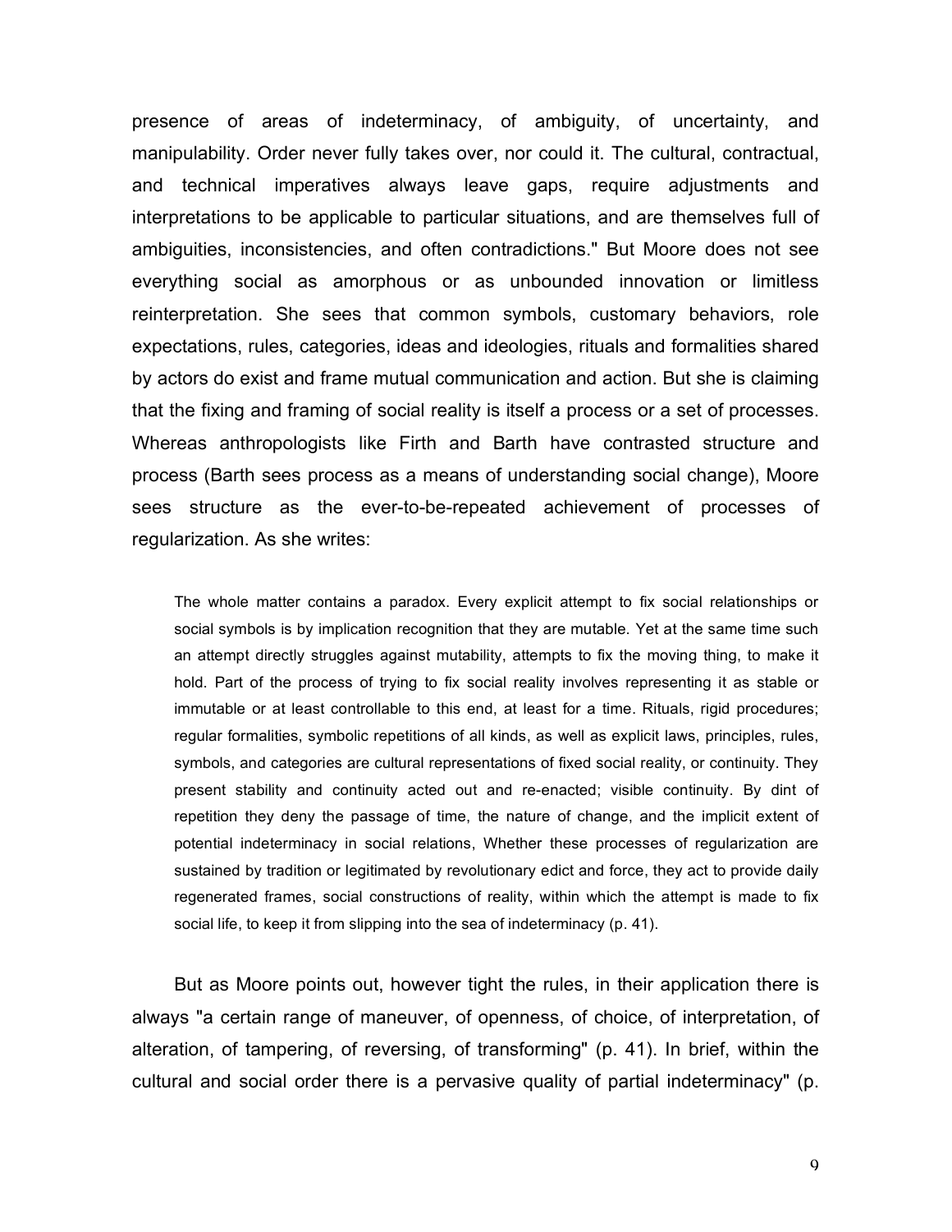presence of areas of indeterminacy, of ambiguity, of uncertainty, and manipulability. Order never fully takes over, nor could it. The cultural, contractual, and technical imperatives always leave gaps, require adjustments and interpretations to be applicable to particular situations, and are themselves full of ambiguities, inconsistencies, and often contradictions." But Moore does not see everything social as amorphous or as unbounded innovation or limitless reinterpretation. She sees that common symbols, customary behaviors, role expectations, rules, categories, ideas and ideologies, rituals and formalities shared by actors do exist and frame mutual communication and action. But she is claiming that the fixing and framing of social reality is itself a process or a set of processes. Whereas anthropologists like Firth and Barth have contrasted structure and process (Barth sees process as a means of understanding social change), Moore sees structure as the ever-to-be-repeated achievement of processes of regularization. As she writes:

> The whole matter contains a paradox. Every explicit attempt to fix social relationships or social symbols is by implication recognition that they are mutable. Yet at the same time such an attempt directly struggles against mutability, attempts to fix the moving thing, to make it hold. Part of the process of trying to fix social reality involves representing it as stable or immutable or at least controllable to this end, at least for a time. Rituals, rigid procedures; regular formalities, symbolic repetitions of all kinds, as well as explicit laws, principles, rules, symbols, and categories are cultural representations of fixed social reality, or continuity. They present stability and continuity acted out and re-enacted; visible continuity. By dint of repetition they deny the passage of time, the nature of change, and the implicit extent of potential indeterminacy in social relations, Whether these processes of regularization are sustained by tradition or legitimated by revolutionary edict and force, they act to provide daily regenerated frames, social constructions of reality, within which the attempt is made to fix social life, to keep it from slipping into the sea of indeterminacy (p. 41).

But as Moore points out, however tight the rules, in their application there is always "a certain range of maneuver, of openness, of choice, of interpretation, of alteration, of tampering, of reversing, of transforming" (p. 41). In brief, within the cultural and social order there is a pervasive quality of partial indeterminacy" (p.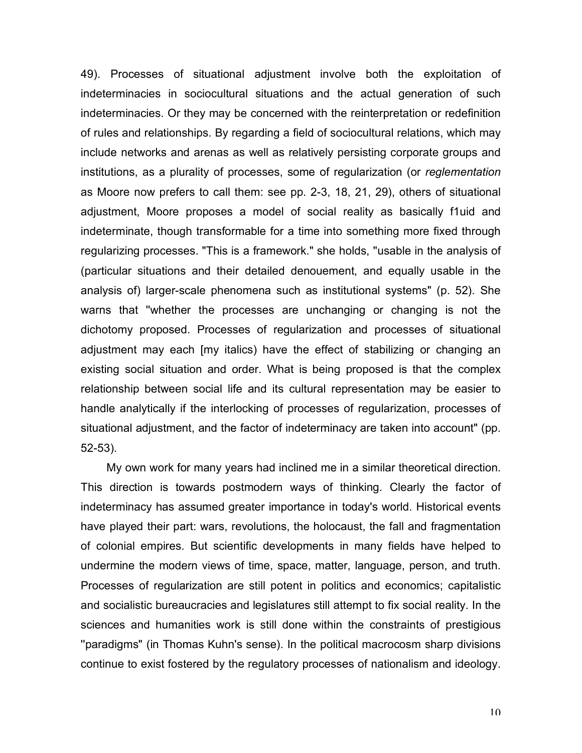49). Processes of situational adjustment involve both the exploitation of indeterminacies in sociocultural situations and the actual generation of such indeterminacies. Or they may be concerned with the reinterpretation or redefinition of rules and relationships. By regarding a field of sociocultural relations, which may include networks and arenas as well as relatively persisting corporate groups and institutions, as a plurality of processes, some of regularization (or *reglementation* as Moore now prefers to call them: see pp. 2-3, 18, 21, 29), others of situational adjustment, Moore proposes a model of social reality as basically f1uid and indeterminate, though transformable for a time into something more fixed through regularizing processes. "This is a framework." she holds, "usable in the analysis of (particular situations and their detailed denouement, and equally usable in the analysis of) larger-scale phenomena such as institutional systems" (p. 52). She warns that "whether the processes are unchanging or changing is not the dichotomy proposed. Processes of regularization and processes of situational adjustment may each [my italics) have the effect of stabilizing or changing an existing social situation and order. What is being proposed is that the complex relationship between social life and its cultural representation may be easier to handle analytically if the interlocking of processes of regularization, processes of situational adjustment, and the factor of indeterminacy are taken into account" (pp. 52-53).

My own work for many years had inclined me in a similar theoretical direction. This direction is towards postmodern ways of thinking. Clearly the factor of indeterminacy has assumed greater importance in today's world. Historical events have played their part: wars, revolutions, the holocaust, the fall and fragmentation of colonial empires. But scientific developments in many fields have helped to undermine the modern views of time, space, matter, language, person, and truth. Processes of regularization are still potent in politics and economics; capitalistic and socialistic bureaucracies and legislatures still attempt to fix social reality. In the sciences and humanities work is still done within the constraints of prestigious "paradigms" (in Thomas Kuhn's sense). In the political macrocosm sharp divisions continue to exist fostered by the regulatory processes of nationalism and ideology.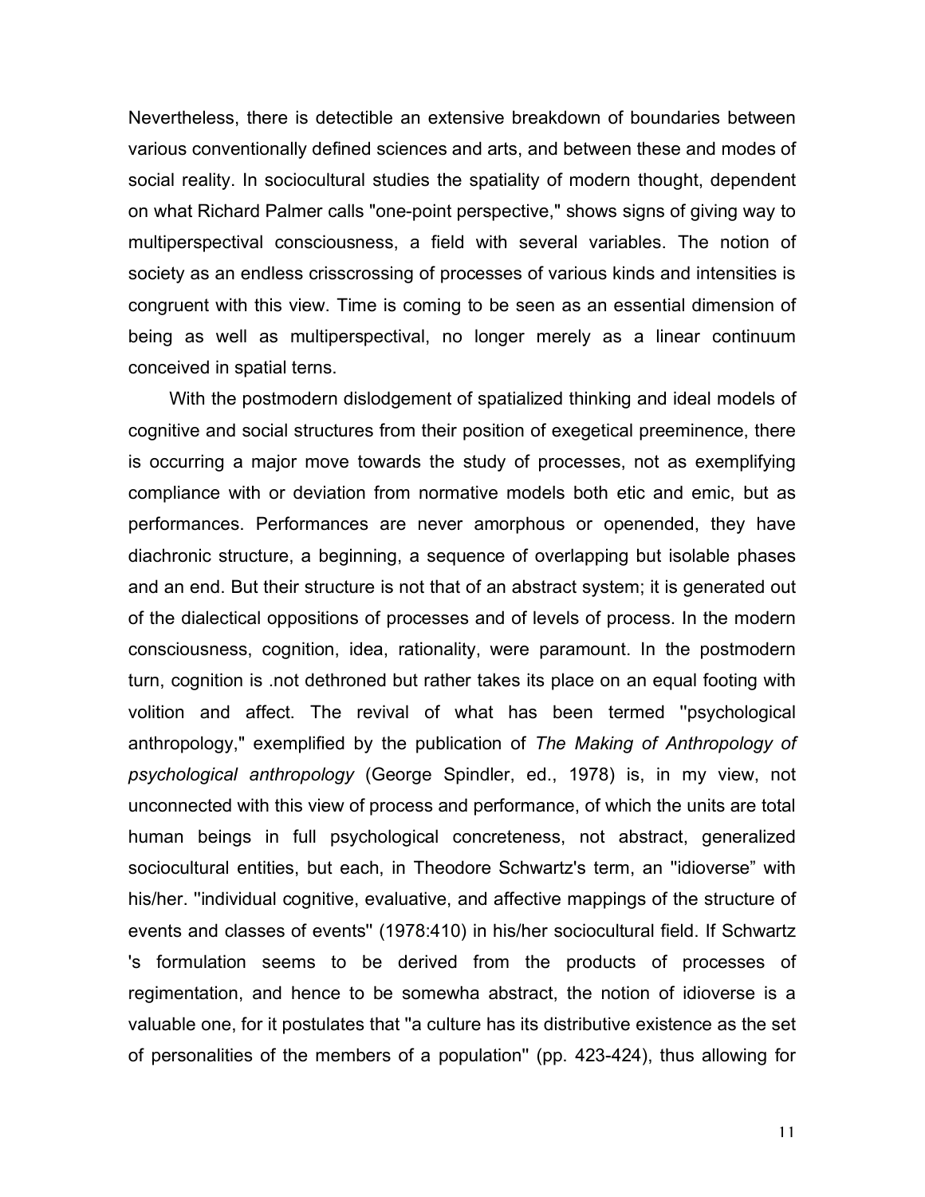Nevertheless, there is detectible an extensive breakdown of boundaries between various conventionally defined sciences and arts, and between these and modes of social reality. In sociocultural studies the spatiality of modern thought, dependent on what Richard Palmer calls "one-point perspective," shows signs of giving way to multiperspectival consciousness, a field with several variables. The notion of society as an endless crisscrossing of processes of various kinds and intensities is congruent with this view. Time is coming to be seen as an essential dimension of being as well as multiperspectival, no longer merely as a linear continuum conceived in spatial terns.

With the postmodern dislodgement of spatialized thinking and ideal models of cognitive and social structures from their position of exegetical preeminence, there is occurring a major move towards the study of processes, not as exemplifying compliance with or deviation from normative models both etic and emic, but as performances. Performances are never amorphous or openended, they have diachronic structure, a beginning, a sequence of overlapping but isolable phases and an end. But their structure is not that of an abstract system; it is generated out of the dialectical oppositions of processes and of levels of process. In the modern consciousness, cognition, idea, rationality, were paramount. In the postmodern turn, cognition is .not dethroned but rather takes its place on an equal footing with volition and affect. The revival of what has been termed ''psychological anthropology," exemplified by the publication of *The Making of Anthropology of psychological anthropology* (George Spindler, ed., 1978) is, in my view, not unconnected with this view of process and performance, of which the units are total human beings in full psychological concreteness, not abstract, generalized sociocultural entities, but each, in Theodore Schwartz's term, an ''idioverse" with his/her. ''individual cognitive, evaluative, and affective mappings of the structure of events and classes of events'' (1978:410) in his/her sociocultural field. If Schwartz 's formulation seems to be derived from the products of processes of regimentation, and hence to be somewha abstract, the notion of idioverse is a valuable one, for it postulates that ''a culture has its distributive existence as the set of personalities of the members of a population'' (pp. 423-424), thus allowing for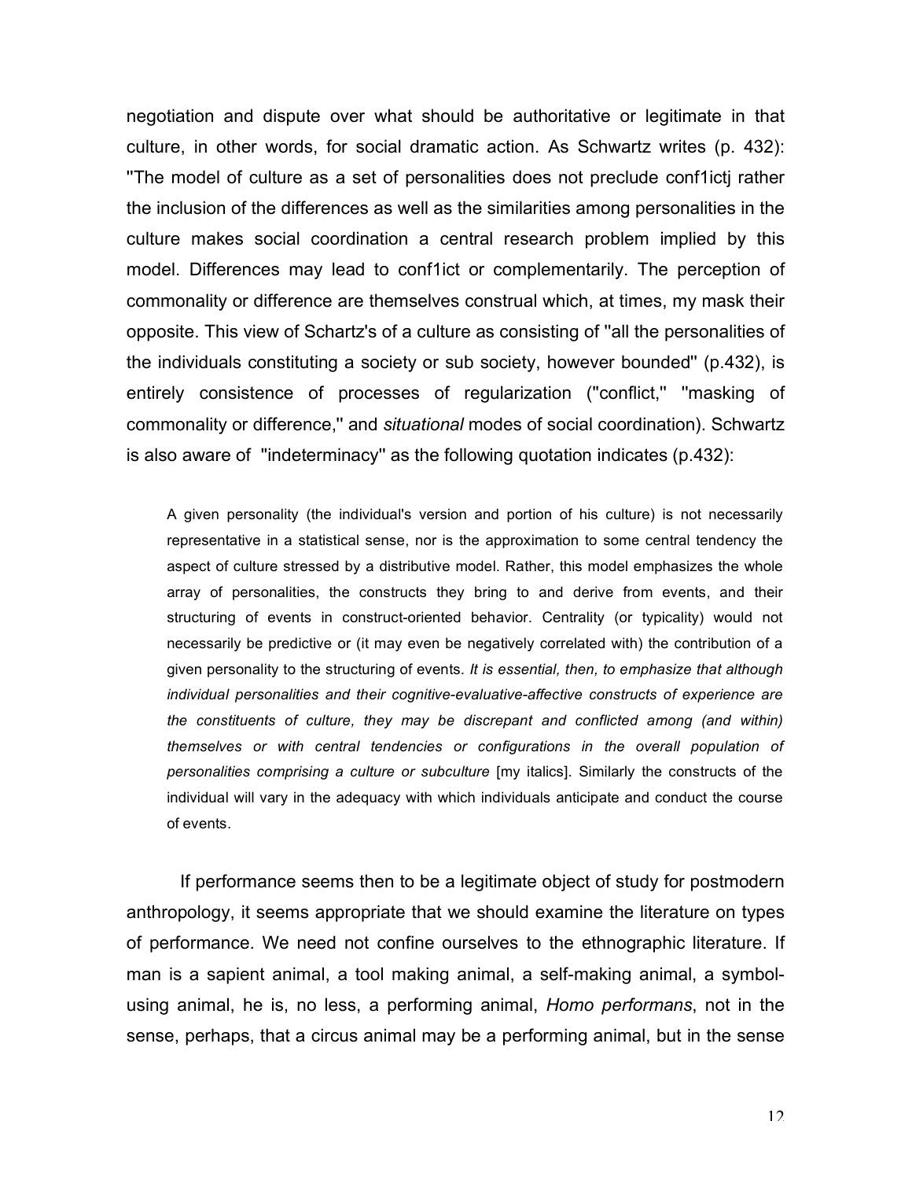negotiation and dispute over what should be authoritative or legitimate in that culture, in other words, for social dramatic action. As Schwartz writes (p. 432): "The model of culture as a set of personalities does not preclude conf1ictj rather the inclusion of the differences as well as the similarities among personalities in the culture makes social coordination a central research problem implied by this model. Differences may lead to conf1ict or complementarily. The perception of commonality or difference are themselves construal which, at times, my mask their opposite. This view of Schartz's of a culture as consisting of "all the personalities of the individuals constituting a society or sub society, however bounded" (p.432), is entirely consistence of processes of regularization ("conflict," "masking of commonality or difference," and *situational* modes of social coordination). Schwartz is also aware of "indeterminacy" as the following quotation indicates (p.432):

> A given personality (the individual's version and portion of his culture) is not necessarily representative in a statistical sense, nor is the approximation to some central tendency the aspect of culture stressed by a distributive model. Rather, this model emphasizes the whole array of personalities, the constructs they bring to and derive from events, and their structuring of events in construct-oriented behavior. Centrality (or typicality) would not necessarily be predictive or (it may even be negatively correlated with) the contribution of a given personality to the structuring of events. *It is essential, then, to emphasize that although individual personalities and their cognitive-evaluative-affective constructs of experience are the constituents of culture, they may be discrepant and conflicted among (and within) themselves or with central tendencies or configurations in the overall population of personalities comprising a culture or subculture* [my italics]. Similarly the constructs of the individual will vary in the adequacy with which individuals anticipate and conduct the course of events.

If performance seems then to be a legitimate object of study for postmodern anthropology, it seems appropriate that we should examine the literature on types of performance. We need not confine ourselves to the ethnographic literature. If man is a sapient animal, a tool making animal, a self-making animal, a symbol-using animal, he is, no less, a performing animal, *Homo performans*, not in the sense, perhaps, that a circus animal may be a performing animal, but in the sense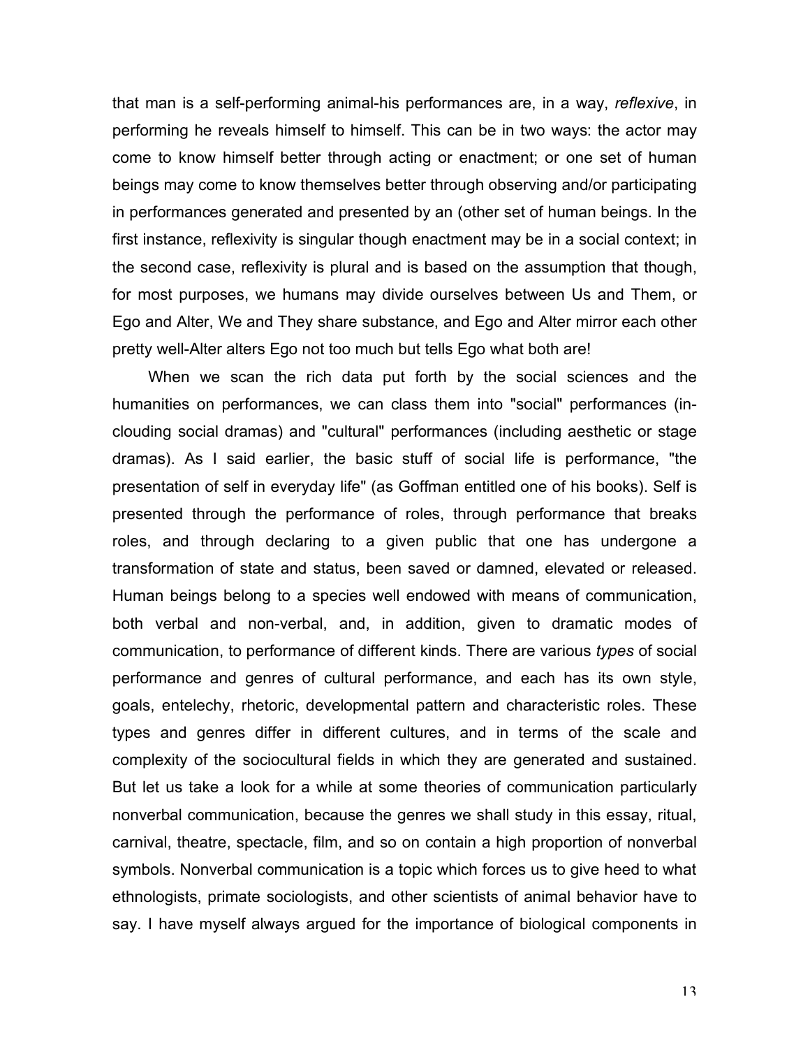that man is a self-performing animal-his performances are, in a way, *reflexive*, in performing he reveals himself to himself. This can be in two ways: the actor may come to know himself better through acting or enactment; or one set of human beings may come to know themselves better through observing and/or participating in performances generated and presented by an (other set of human beings. In the first instance, reflexivity is singular though enactment may be in a social context; in the second case, reflexivity is plural and is based on the assumption that though, for most purposes, we humans may divide ourselves between Us and Them, or Ego and Alter, We and They share substance, and Ego and Alter mirror each other pretty well-Alter alters Ego not too much but tells Ego what both are!

When we scan the rich data put forth by the social sciences and the humanities on performances, we can class them into "social" performances (in-clouding social dramas) and "cultural" performances (including aesthetic or stage dramas). As I said earlier, the basic stuff of social life is performance, "the presentation of self in everyday life" (as Goffman entitled one of his books). Self is presented through the performance of roles, through performance that breaks roles, and through declaring to a given public that one has undergone a transformation of state and status, been saved or damned, elevated or released. Human beings belong to a species well endowed with means of communication, both verbal and non-verbal, and, in addition, given to dramatic modes of communication, to performance of different kinds. There are various *types* of social performance and genres of cultural performance, and each has its own style, goals, entelechy, rhetoric, developmental pattern and characteristic roles. These types and genres differ in different cultures, and in terms of the scale and complexity of the sociocultural fields in which they are generated and sustained. But let us take a look for a while at some theories of communication particularly nonverbal communication, because the genres we shall study in this essay, ritual, carnival, theatre, spectacle, film, and so on contain a high proportion of nonverbal symbols. Nonverbal communication is a topic which forces us to give heed to what ethnologists, primate sociologists, and other scientists of animal behavior have to say. I have myself always argued for the importance of biological components in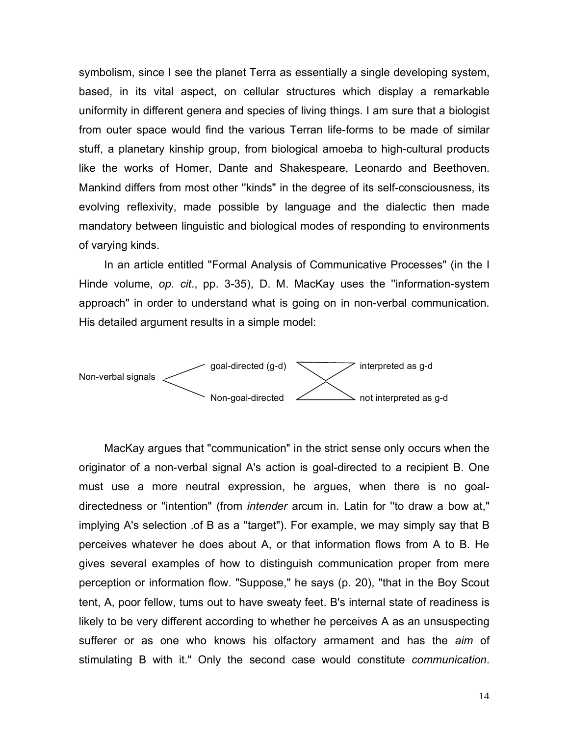symbolism, since I see the planet Terra as essentially a single developing system, based, in its vital aspect, on cellular structures which display a remarkable uniformity in different genera and species of living things. I am sure that a biologist from outer space would find the various Terran life-forms to be made of similar stuff, a planetary kinship group, from biological amoeba to high-cultural products like the works of Homer, Dante and Shakespeare, Leonardo and Beethoven. Mankind differs from most other "kinds" in the degree of its self-consciousness, its evolving reflexivity, made possible by language and the dialectic then made mandatory between linguistic and biological modes of responding to environments of varying kinds.

In an article entitled "Formal Analysis of Communicative Processes" (in the I Hinde volume, *op. cit*., pp. 3-35), D. M. MacKay uses the "information-system approach" in order to understand what is going on in non-verbal communication. His detailed argument results in a simple model:

```
                      goal-directed (g-d)  \/  interpreted as g-d
Non-verbal signals <                       /\
                      Non-goal-directed        not interpreted as g-d
```

MacKay argues that "communication" in the strict sense only occurs when the originator of a non-verbal signal A's action is goal-directed to a recipient B. One must use a more neutral expression, he argues, when there is no goal-directedness or "intention" (from *intender* arcum in. Latin for "to draw a bow at," implying A's selection .of B as a "target"). For example, we may simply say that B perceives whatever he does about A, or that information flows from A to B. He gives several examples of how to distinguish communication proper from mere perception or information flow. "Suppose," he says (p. 20), "that in the Boy Scout tent, A, poor fellow, tums out to have sweaty feet. B's internal state of readiness is likely to be very different according to whether he perceives A as an unsuspecting sufferer or as one who knows his olfactory armament and has the *aim* of stimulating B with it." Only the second case would constitute *communication*.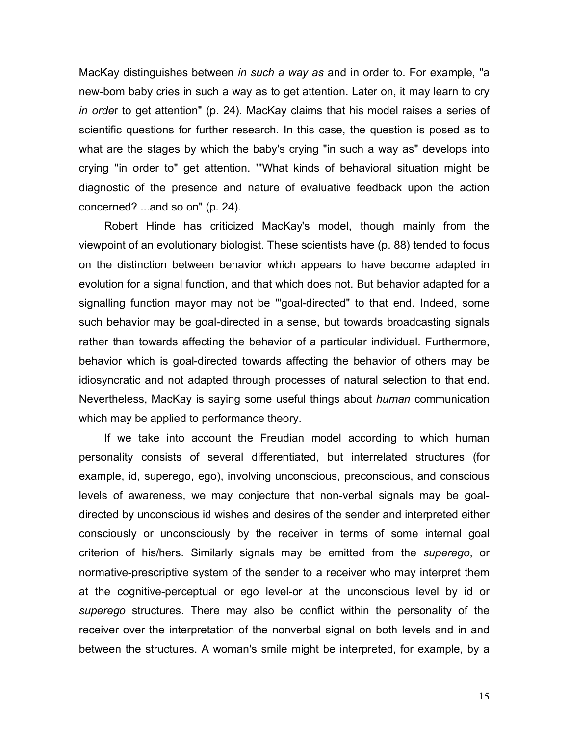MacKay distinguishes between *in such a way as* and in order to. For example, "a new-bom baby cries in such a way as to get attention. Later on, it may learn to cry *in orde*r to get attention" (p. 24). MacKay claims that his model raises a series of scientific questions for further research. In this case, the question is posed as to what are the stages by which the baby's crying "in such a way as" develops into crying ''in order to" get attention. '"What kinds of behavioral situation might be diagnostic of the presence and nature of evaluative feedback upon the action concerned? ...and so on" (p. 24).

Robert Hinde has criticized MacKay's model, though mainly from the viewpoint of an evolutionary biologist. These scientists have (p. 88) tended to focus on the distinction between behavior which appears to have become adapted in evolution for a signal function, and that which does not. But behavior adapted for a signalling function mayor may not be "'goal-directed" to that end. Indeed, some such behavior may be goal-directed in a sense, but towards broadcasting signals rather than towards affecting the behavior of a particular individual. Furthermore, behavior which is goal-directed towards affecting the behavior of others may be idiosyncratic and not adapted through processes of natural selection to that end. Nevertheless, MacKay is saying some useful things about *human* communication which may be applied to performance theory.

If we take into account the Freudian model according to which human personality consists of several differentiated, but interrelated structures (for example, id, superego, ego), involving unconscious, preconscious, and conscious levels of awareness, we may conjecture that non-verbal signals may be goal-directed by unconscious id wishes and desires of the sender and interpreted either consciously or unconsciously by the receiver in terms of some internal goal criterion of his/hers. Similarly signals may be emitted from the *superego*, or normative-prescriptive system of the sender to a receiver who may interpret them at the cognitive-perceptual or ego level-or at the unconscious level by id or *superego* structures. There may also be conflict within the personality of the receiver over the interpretation of the nonverbal signal on both levels and in and between the structures. A woman's smile might be interpreted, for example, by a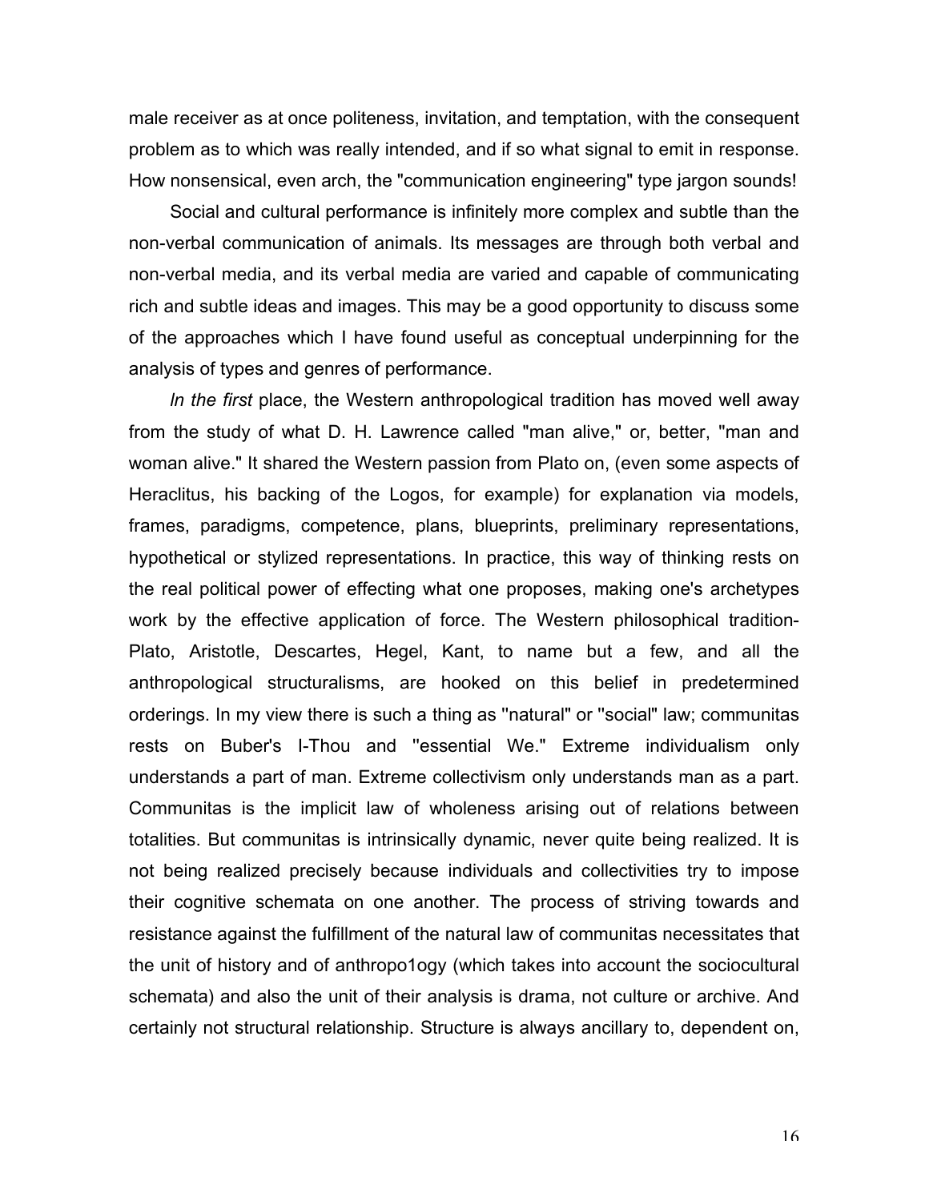male receiver as at once politeness, invitation, and temptation, with the consequent problem as to which was really intended, and if so what signal to emit in response. How nonsensical, even arch, the "communication engineering" type jargon sounds!

Social and cultural performance is infinitely more complex and subtle than the non-verbal communication of animals. Its messages are through both verbal and non-verbal media, and its verbal media are varied and capable of communicating rich and subtle ideas and images. This may be a good opportunity to discuss some of the approaches which I have found useful as conceptual underpinning for the analysis of types and genres of performance.

*In the first* place, the Western anthropological tradition has moved well away from the study of what D. H. Lawrence called "man alive," or, better, "man and woman alive." It shared the Western passion from Plato on, (even some aspects of Heraclitus, his backing of the Logos, for example) for explanation via models, frames, paradigms, competence, plans, blueprints, preliminary representations, hypothetical or stylized representations. In practice, this way of thinking rests on the real political power of effecting what one proposes, making one's archetypes work by the effective application of force. The Western philosophical tradition-Plato, Aristotle, Descartes, Hegel, Kant, to name but a few, and all the anthropological structuralisms, are hooked on this belief in predetermined orderings. In my view there is such a thing as "natural" or "social" law; communitas rests on Buber's I-Thou and "essential We." Extreme individualism only understands a part of man. Extreme collectivism only understands man as a part. Communitas is the implicit law of wholeness arising out of relations between totalities. But communitas is intrinsically dynamic, never quite being realized. It is not being realized precisely because individuals and collectivities try to impose their cognitive schemata on one another. The process of striving towards and resistance against the fulfillment of the natural law of communitas necessitates that the unit of history and of anthropo1ogy (which takes into account the sociocultural schemata) and also the unit of their analysis is drama, not culture or archive. And certainly not structural relationship. Structure is always ancillary to, dependent on,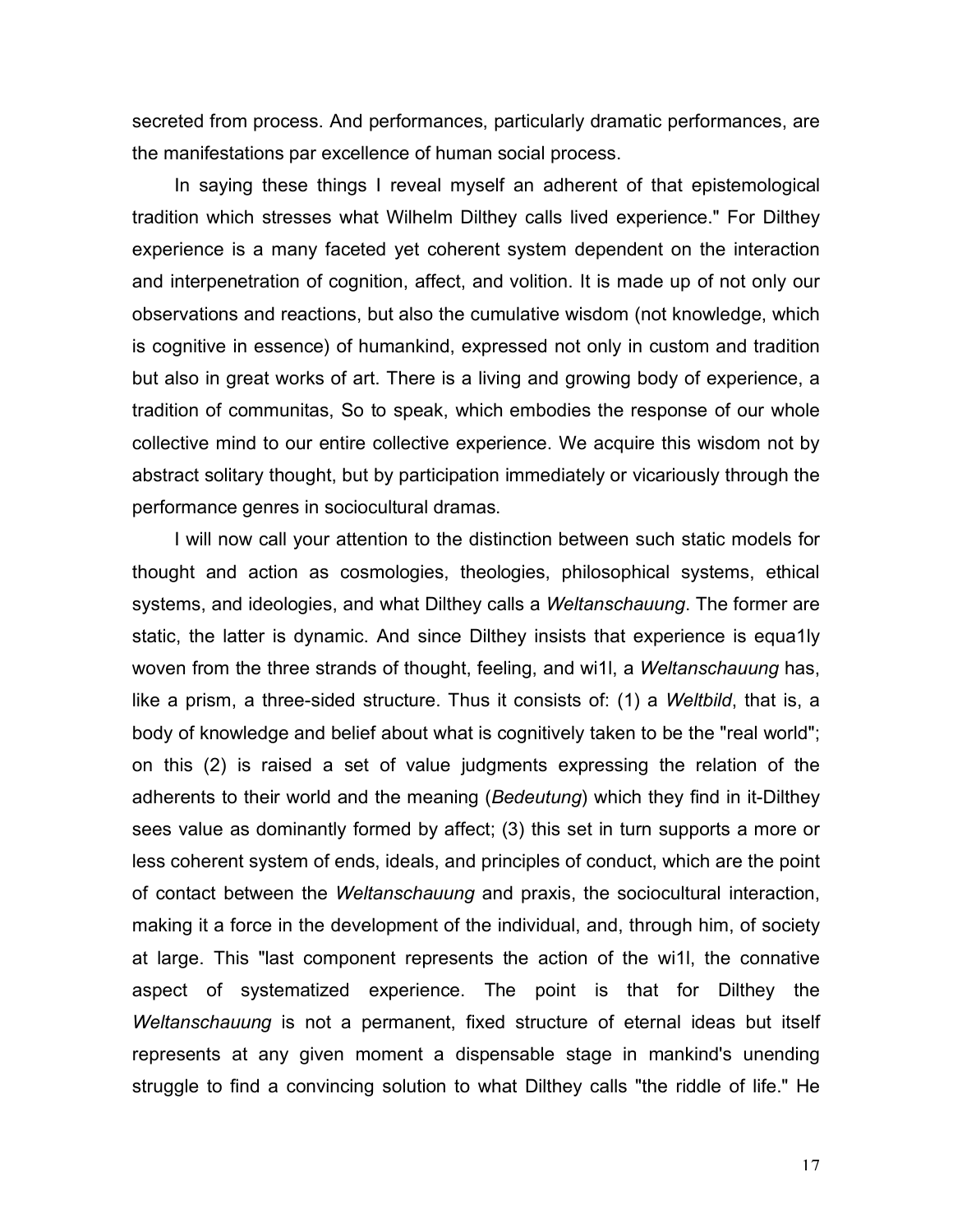secreted from process. And performances, particularly dramatic performances, are the manifestations par excellence of human social process.

In saying these things I reveal myself an adherent of that epistemological tradition which stresses what Wilhelm Dilthey calls lived experience." For Dilthey experience is a many faceted yet coherent system dependent on the interaction and interpenetration of cognition, affect, and volition. It is made up of not only our observations and reactions, but also the cumulative wisdom (not knowledge, which is cognitive in essence) of humankind, expressed not only in custom and tradition but also in great works of art. There is a living and growing body of experience, a tradition of communitas, So to speak, which embodies the response of our whole collective mind to our entire collective experience. We acquire this wisdom not by abstract solitary thought, but by participation immediately or vicariously through the performance genres in sociocultural dramas.

I will now call your attention to the distinction between such static models for thought and action as cosmologies, theologies, philosophical systems, ethical systems, and ideologies, and what Dilthey calls a *Weltanschauung*. The former are static, the latter is dynamic. And since Dilthey insists that experience is equa1ly woven from the three strands of thought, feeling, and wi1l, a *Weltanschauung* has, like a prism, a three-sided structure. Thus it consists of: (1) a *Weltbild*, that is, a body of knowledge and belief about what is cognitively taken to be the "real world"; on this (2) is raised a set of value judgments expressing the relation of the adherents to their world and the meaning (*Bedeutung*) which they find in it-Dilthey sees value as dominantly formed by affect; (3) this set in turn supports a more or less coherent system of ends, ideals, and principles of conduct, which are the point of contact between the *Weltanschauung* and praxis, the sociocultural interaction, making it a force in the development of the individual, and, through him, of society at large. This "last component represents the action of the wi1l, the connative aspect of systematized experience. The point is that for Dilthey the *Weltanschauung* is not a permanent, fixed structure of eternal ideas but itself represents at any given moment a dispensable stage in mankind's unending struggle to find a convincing solution to what Dilthey calls "the riddle of life." He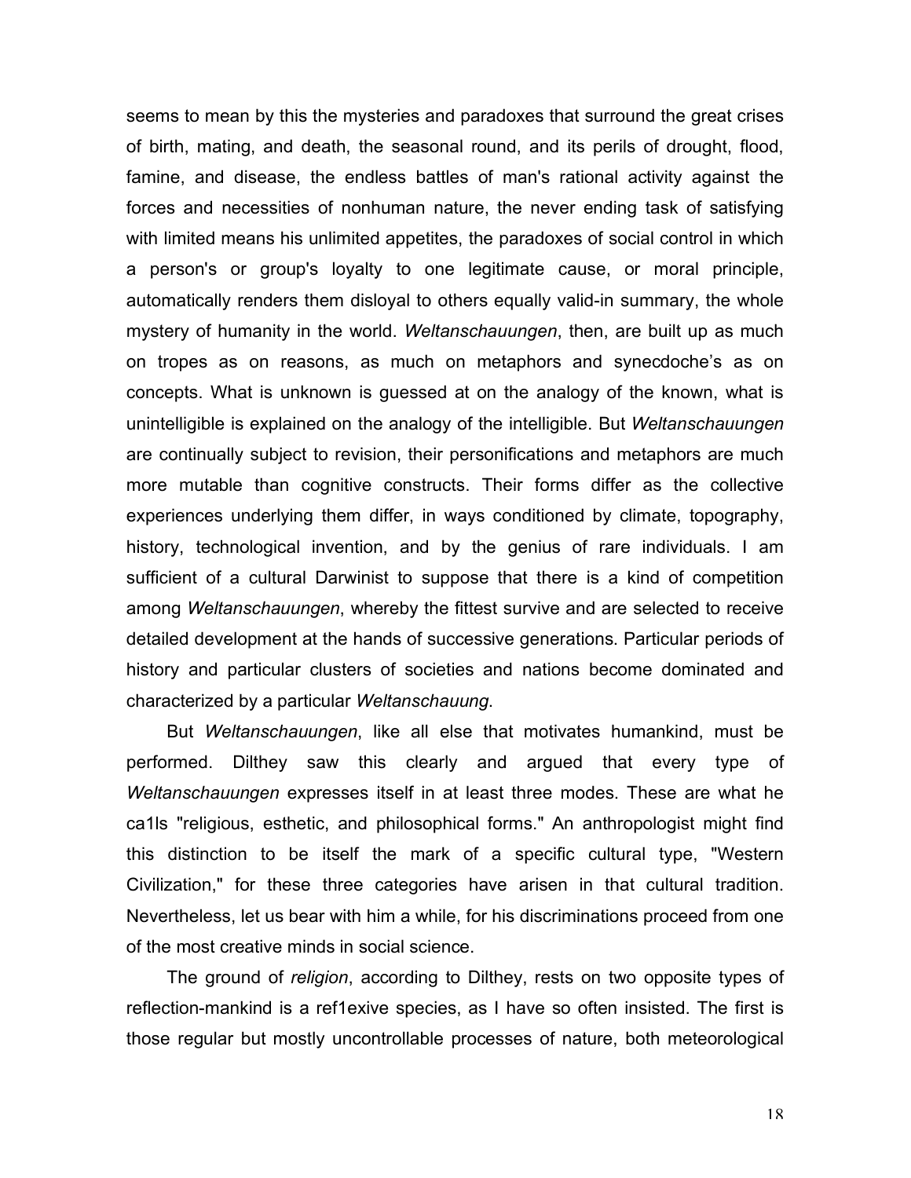seems to mean by this the mysteries and paradoxes that surround the great crises of birth, mating, and death, the seasonal round, and its perils of drought, flood, famine, and disease, the endless battles of man's rational activity against the forces and necessities of nonhuman nature, the never ending task of satisfying with limited means his unlimited appetites, the paradoxes of social control in which a person's or group's loyalty to one legitimate cause, or moral principle, automatically renders them disloyal to others equally valid-in summary, the whole mystery of humanity in the world. *Weltanschauungen*, then, are built up as much on tropes as on reasons, as much on metaphors and synecdoche's as on concepts. What is unknown is guessed at on the analogy of the known, what is unintelligible is explained on the analogy of the intelligible. But *Weltanschauungen* are continually subject to revision, their personifications and metaphors are much more mutable than cognitive constructs. Their forms differ as the collective experiences underlying them differ, in ways conditioned by climate, topography, history, technological invention, and by the genius of rare individuals. I am sufficient of a cultural Darwinist to suppose that there is a kind of competition among *Weltanschauungen*, whereby the fittest survive and are selected to receive detailed development at the hands of successive generations. Particular periods of history and particular clusters of societies and nations become dominated and characterized by a particular *Weltanschauung*.

But *Weltanschauungen*, like all else that motivates humankind, must be performed. Dilthey saw this clearly and argued that every type of *Weltanschauungen* expresses itself in at least three modes. These are what he ca1ls "religious, esthetic, and philosophical forms." An anthropologist might find this distinction to be itself the mark of a specific cultural type, "Western Civilization," for these three categories have arisen in that cultural tradition. Nevertheless, let us bear with him a while, for his discriminations proceed from one of the most creative minds in social science.

The ground of *religion*, according to Dilthey, rests on two opposite types of reflection-mankind is a ref1exive species, as I have so often insisted. The first is those regular but mostly uncontrollable processes of nature, both meteorological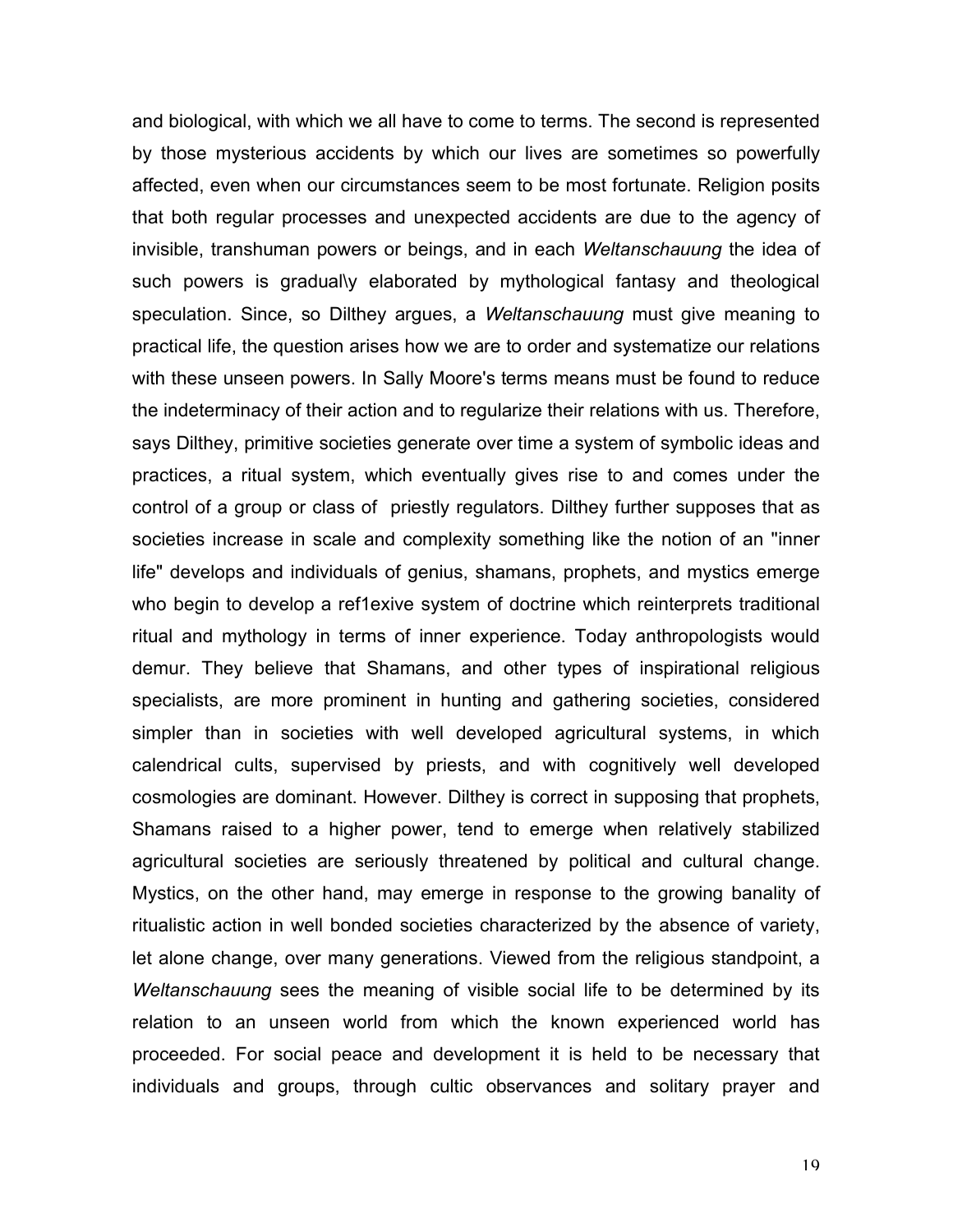and biological, with which we all have to come to terms. The second is represented by those mysterious accidents by which our lives are sometimes so powerfully affected, even when our circumstances seem to be most fortunate. Religion posits that both regular processes and unexpected accidents are due to the agency of invisible, transhuman powers or beings, and in each *Weltanschauung* the idea of such powers is gradual\y elaborated by mythological fantasy and theological speculation. Since, so Dilthey argues, a *Weltanschauung* must give meaning to practical life, the question arises how we are to order and systematize our relations with these unseen powers. In Sally Moore's terms means must be found to reduce the indeterminacy of their action and to regularize their relations with us. Therefore, says Dilthey, primitive societies generate over time a system of symbolic ideas and practices, a ritual system, which eventually gives rise to and comes under the control of a group or class of priestly regulators. Dilthey further supposes that as societies increase in scale and complexity something like the notion of an "inner life" develops and individuals of genius, shamans, prophets, and mystics emerge who begin to develop a ref1exive system of doctrine which reinterprets traditional ritual and mythology in terms of inner experience. Today anthropologists would demur. They believe that Shamans, and other types of inspirational religious specialists, are more prominent in hunting and gathering societies, considered simpler than in societies with well developed agricultural systems, in which calendrical cults, supervised by priests, and with cognitively well developed cosmologies are dominant. However. Dilthey is correct in supposing that prophets, Shamans raised to a higher power, tend to emerge when relatively stabilized agricultural societies are seriously threatened by political and cultural change. Mystics, on the other hand, may emerge in response to the growing banality of ritualistic action in well bonded societies characterized by the absence of variety, let alone change, over many generations. Viewed from the religious standpoint, a *Weltanschauung* sees the meaning of visible social life to be determined by its relation to an unseen world from which the known experienced world has proceeded. For social peace and development it is held to be necessary that individuals and groups, through cultic observances and solitary prayer and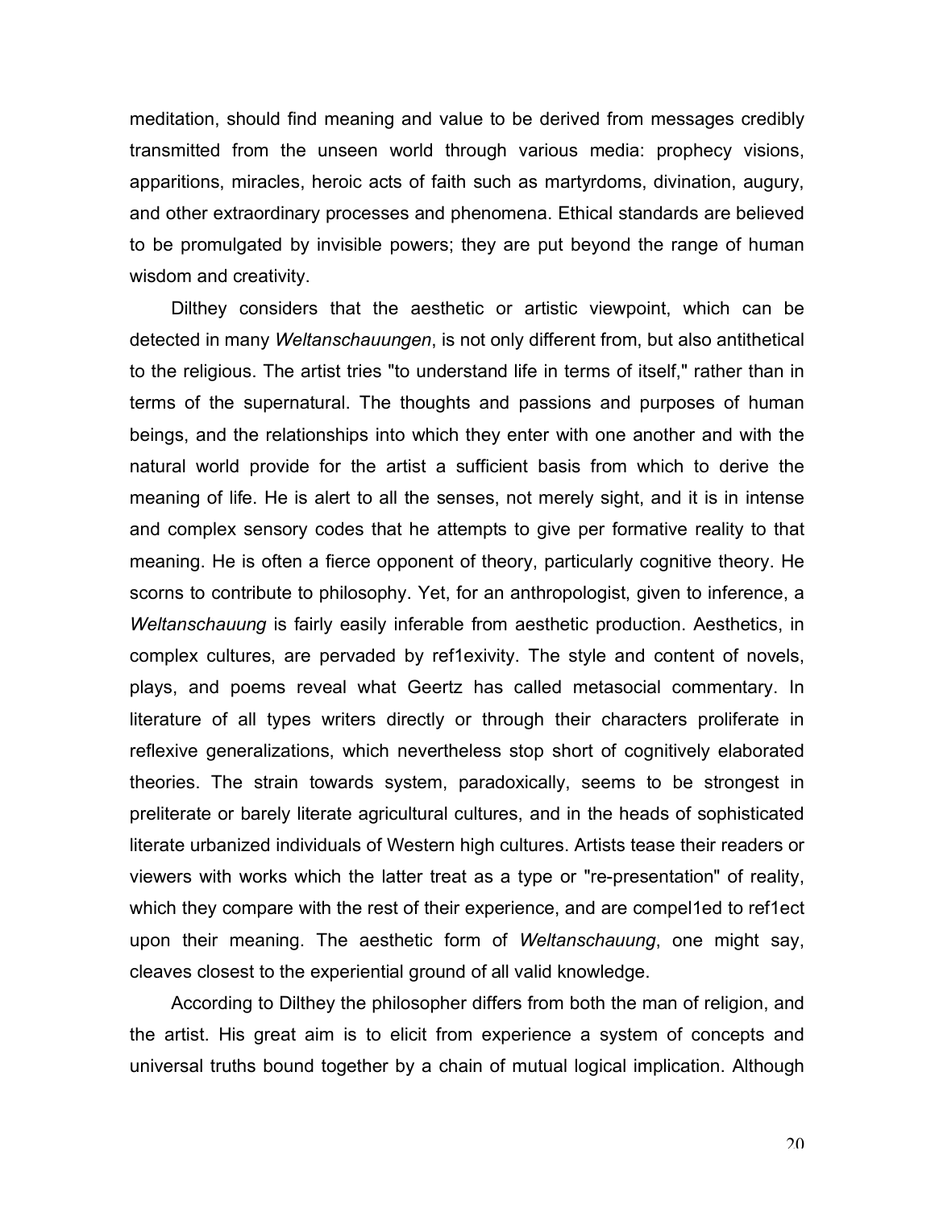meditation, should find meaning and value to be derived from messages credibly transmitted from the unseen world through various media: prophecy visions, apparitions, miracles, heroic acts of faith such as martyrdoms, divination, augury, and other extraordinary processes and phenomena. Ethical standards are believed to be promulgated by invisible powers; they are put beyond the range of human wisdom and creativity.

Dilthey considers that the aesthetic or artistic viewpoint, which can be detected in many *Weltanschauungen*, is not only different from, but also antithetical to the religious. The artist tries "to understand life in terms of itself," rather than in terms of the supernatural. The thoughts and passions and purposes of human beings, and the relationships into which they enter with one another and with the natural world provide for the artist a sufficient basis from which to derive the meaning of life. He is alert to all the senses, not merely sight, and it is in intense and complex sensory codes that he attempts to give per formative reality to that meaning. He is often a fierce opponent of theory, particularly cognitive theory. He scorns to contribute to philosophy. Yet, for an anthropologist, given to inference, a *Weltanschauung* is fairly easily inferable from aesthetic production. Aesthetics, in complex cultures, are pervaded by ref1exivity. The style and content of novels, plays, and poems reveal what Geertz has called metasocial commentary. In literature of all types writers directly or through their characters proliferate in reflexive generalizations, which nevertheless stop short of cognitively elaborated theories. The strain towards system, paradoxically, seems to be strongest in preliterate or barely literate agricultural cultures, and in the heads of sophisticated literate urbanized individuals of Western high cultures. Artists tease their readers or viewers with works which the latter treat as a type or "re-presentation" of reality, which they compare with the rest of their experience, and are compel1ed to ref1ect upon their meaning. The aesthetic form of *Weltanschauung*, one might say, cleaves closest to the experiential ground of all valid knowledge.

According to Dilthey the philosopher differs from both the man of religion, and the artist. His great aim is to elicit from experience a system of concepts and universal truths bound together by a chain of mutual logical implication. Although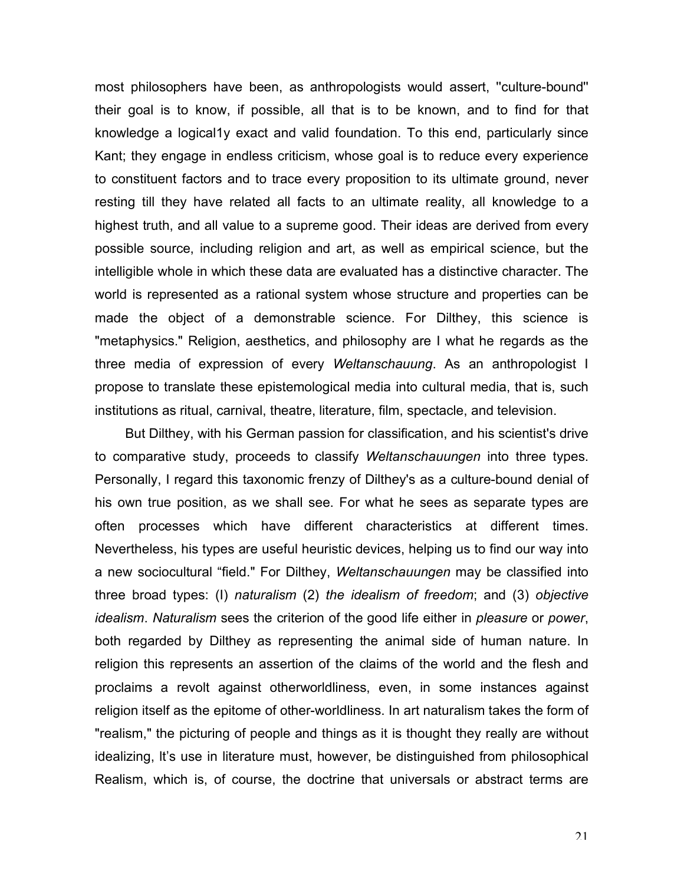most philosophers have been, as anthropologists would assert, ''culture-bound'' their goal is to know, if possible, all that is to be known, and to find for that knowledge a logical1y exact and valid foundation. To this end, particularly since Kant; they engage in endless criticism, whose goal is to reduce every experience to constituent factors and to trace every proposition to its ultimate ground, never resting till they have related all facts to an ultimate reality, all knowledge to a highest truth, and all value to a supreme good. Their ideas are derived from every possible source, including religion and art, as well as empirical science, but the intelligible whole in which these data are evaluated has a distinctive character. The world is represented as a rational system whose structure and properties can be made the object of a demonstrable science. For Dilthey, this science is "metaphysics." Religion, aesthetics, and philosophy are I what he regards as the three media of expression of every *Weltanschauung*. As an anthropologist I propose to translate these epistemological media into cultural media, that is, such institutions as ritual, carnival, theatre, literature, film, spectacle, and television.

But Dilthey, with his German passion for classification, and his scientist's drive to comparative study, proceeds to classify *Weltanschauungen* into three types. Personally, I regard this taxonomic frenzy of Dilthey's as a culture-bound denial of his own true position, as we shall see. For what he sees as separate types are often processes which have different characteristics at different times. Nevertheless, his types are useful heuristic devices, helping us to find our way into a new sociocultural "field." For Dilthey, *Weltanschauungen* may be classified into three broad types: (I) *naturalism* (2) *the idealism of freedom*; and (3) *objective idealism*. *Naturalism* sees the criterion of the good life either in *pleasure* or *power*, both regarded by Dilthey as representing the animal side of human nature. In religion this represents an assertion of the claims of the world and the flesh and proclaims a revolt against otherworldliness, even, in some instances against religion itself as the epitome of other-worldliness. In art naturalism takes the form of "realism," the picturing of people and things as it is thought they really are without idealizing, It's use in literature must, however, be distinguished from philosophical Realism, which is, of course, the doctrine that universals or abstract terms are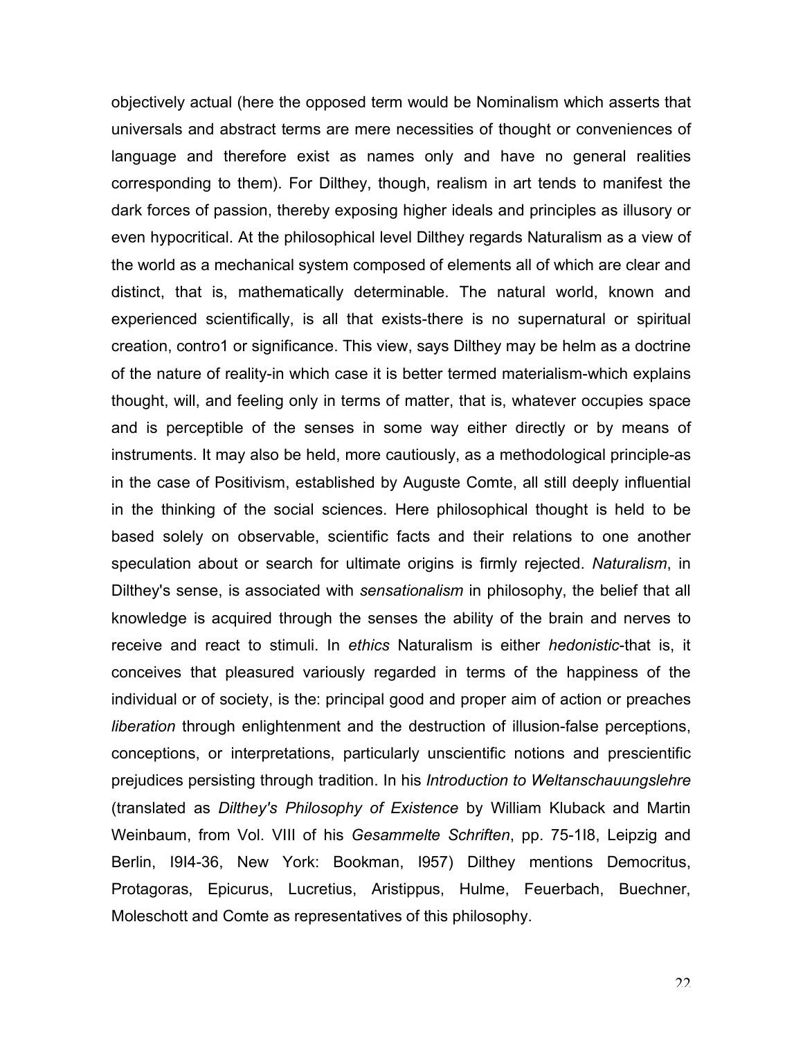objectively actual (here the opposed term would be Nominalism which asserts that universals and abstract terms are mere necessities of thought or conveniences of language and therefore exist as names only and have no general realities corresponding to them). For Dilthey, though, realism in art tends to manifest the dark forces of passion, thereby exposing higher ideals and principles as illusory or even hypocritical. At the philosophical level Dilthey regards Naturalism as a view of the world as a mechanical system composed of elements all of which are clear and distinct, that is, mathematically determinable. The natural world, known and experienced scientifically, is all that exists-there is no supernatural or spiritual creation, contro1 or significance. This view, says Dilthey may be helm as a doctrine of the nature of reality-in which case it is better termed materialism-which explains thought, will, and feeling only in terms of matter, that is, whatever occupies space and is perceptible of the senses in some way either directly or by means of instruments. It may also be held, more cautiously, as a methodological principle-as in the case of Positivism, established by Auguste Comte, all still deeply influential in the thinking of the social sciences. Here philosophical thought is held to be based solely on observable, scientific facts and their relations to one another speculation about or search for ultimate origins is firmly rejected. *Naturalism*, in Dilthey's sense, is associated with *sensationalism* in philosophy, the belief that all knowledge is acquired through the senses the ability of the brain and nerves to receive and react to stimuli. In *ethics* Naturalism is either *hedonistic*-that is, it conceives that pleasured variously regarded in terms of the happiness of the individual or of society, is the: principal good and proper aim of action or preaches *liberation* through enlightenment and the destruction of illusion-false perceptions, conceptions, or interpretations, particularly unscientific notions and prescientific prejudices persisting through tradition. In his *Introduction to Weltanschauungslehre* (translated as *Dilthey's Philosophy of Existence* by William Kluback and Martin Weinbaum, from Vol. VIII of his *Gesammelte Schriften*, pp. 75-1I8, Leipzig and Berlin, I9I4-36, New York: Bookman, I957) Dilthey mentions Democritus, Protagoras, Epicurus, Lucretius, Aristippus, Hulme, Feuerbach, Buechner, Moleschott and Comte as representatives of this philosophy.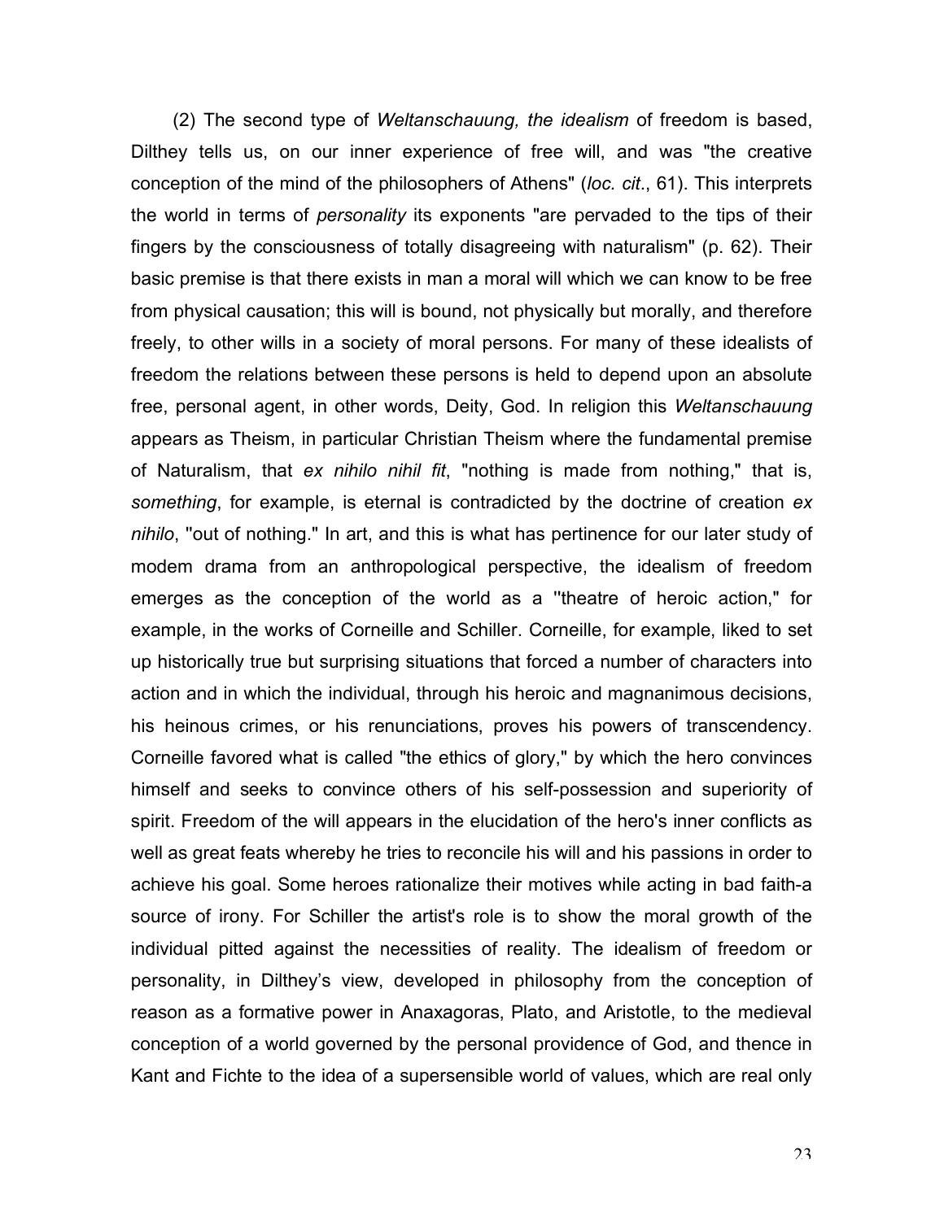(2) The second type of *Weltanschauung, the idealism* of freedom is based, Dilthey tells us, on our inner experience of free will, and was "the creative conception of the mind of the philosophers of Athens" (*loc. cit*., 61). This interprets the world in terms of *personality* its exponents "are pervaded to the tips of their fingers by the consciousness of totally disagreeing with naturalism" (p. 62). Their basic premise is that there exists in man a moral will which we can know to be free from physical causation; this will is bound, not physically but morally, and therefore freely, to other wills in a society of moral persons. For many of these idealists of freedom the relations between these persons is held to depend upon an absolute free, personal agent, in other words, Deity, God. In religion this *Weltanschauung* appears as Theism, in particular Christian Theism where the fundamental premise of Naturalism, that *ex nihilo nihil fit*, "nothing is made from nothing," that is, *something*, for example, is eternal is contradicted by the doctrine of creation *ex nihilo*, "out of nothing." In art, and this is what has pertinence for our later study of modem drama from an anthropological perspective, the idealism of freedom emerges as the conception of the world as a "theatre of heroic action," for example, in the works of Corneille and Schiller. Corneille, for example, liked to set up historically true but surprising situations that forced a number of characters into action and in which the individual, through his heroic and magnanimous decisions, his heinous crimes, or his renunciations, proves his powers of transcendency. Corneille favored what is called "the ethics of glory," by which the hero convinces himself and seeks to convince others of his self-possession and superiority of spirit. Freedom of the will appears in the elucidation of the hero's inner conflicts as well as great feats whereby he tries to reconcile his will and his passions in order to achieve his goal. Some heroes rationalize their motives while acting in bad faith-a source of irony. For Schiller the artist's role is to show the moral growth of the individual pitted against the necessities of reality. The idealism of freedom or personality, in Dilthey's view, developed in philosophy from the conception of reason as a formative power in Anaxagoras, Plato, and Aristotle, to the medieval conception of a world governed by the personal providence of God, and thence in Kant and Fichte to the idea of a supersensible world of values, which are real only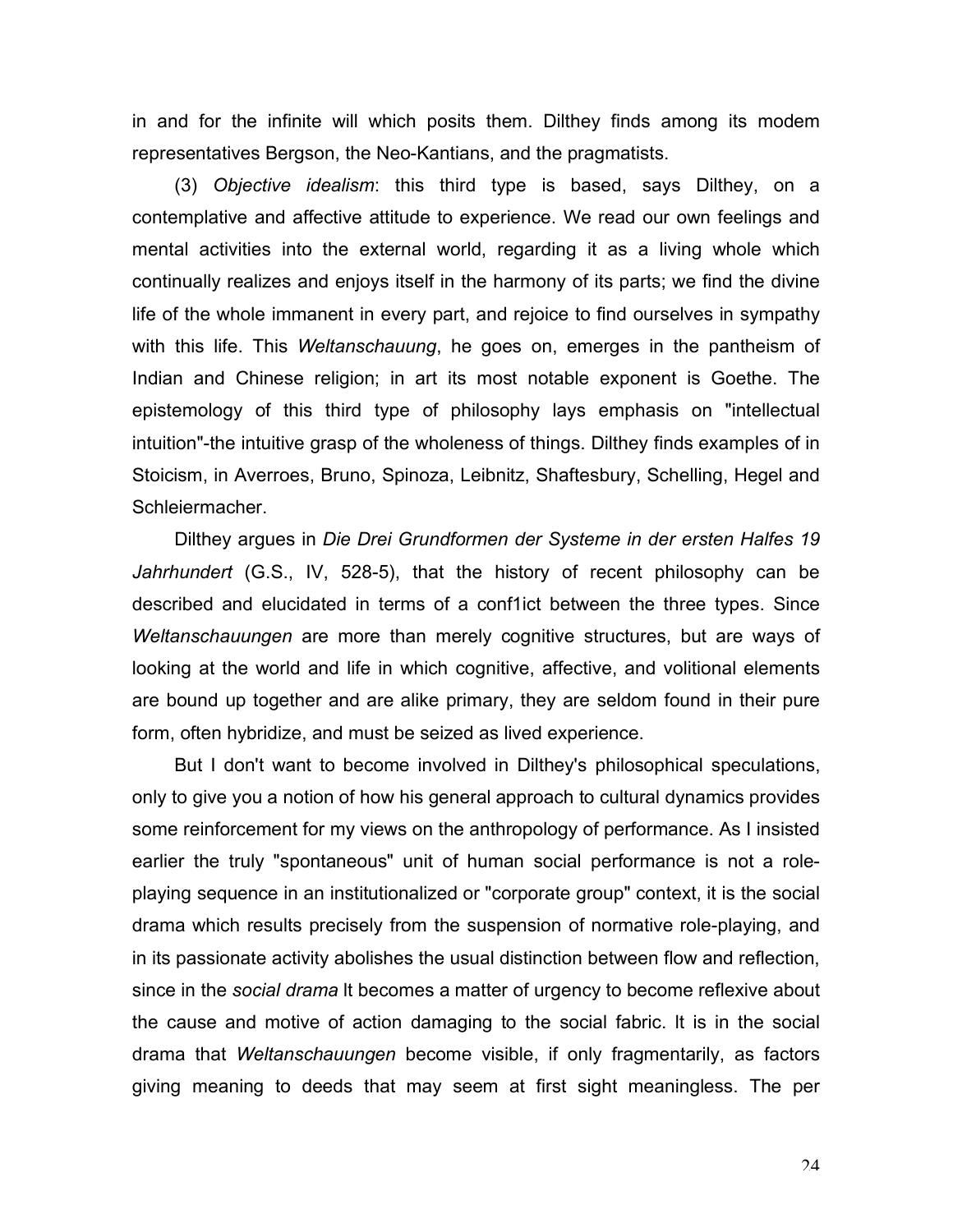in and for the infinite will which posits them. Dilthey finds among its modem representatives Bergson, the Neo-Kantians, and the pragmatists.

(3) *Objective idealism*: this third type is based, says Dilthey, on a contemplative and affective attitude to experience. We read our own feelings and mental activities into the external world, regarding it as a living whole which continually realizes and enjoys itself in the harmony of its parts; we find the divine life of the whole immanent in every part, and rejoice to find ourselves in sympathy with this life. This *Weltanschauung*, he goes on, emerges in the pantheism of Indian and Chinese religion; in art its most notable exponent is Goethe. The epistemology of this third type of philosophy lays emphasis on "intellectual intuition"-the intuitive grasp of the wholeness of things. Dilthey finds examples of in Stoicism, in Averroes, Bruno, Spinoza, Leibnitz, Shaftesbury, Schelling, Hegel and Schleiermacher.

Dilthey argues in *Die Drei Grundformen der Systeme in der ersten Halfes 19 Jahrhundert* (G.S., IV, 528-5), that the history of recent philosophy can be described and elucidated in terms of a conf1ict between the three types. Since *Weltanschauungen* are more than merely cognitive structures, but are ways of looking at the world and life in which cognitive, affective, and volitional elements are bound up together and are alike primary, they are seldom found in their pure form, often hybridize, and must be seized as lived experience.

But I don't want to become involved in Dilthey's philosophical speculations, only to give you a notion of how his general approach to cultural dynamics provides some reinforcement for my views on the anthropology of performance. As I insisted earlier the truly "spontaneous" unit of human social performance is not a role-playing sequence in an institutionalized or "corporate group" context, it is the social drama which results precisely from the suspension of normative role-playing, and in its passionate activity abolishes the usual distinction between flow and reflection, since in the *social drama* lt becomes a matter of urgency to become reflexive about the cause and motive of action damaging to the social fabric. lt is in the social drama that *Weltanschauungen* become visible, if only fragmentarily, as factors giving meaning to deeds that may seem at first sight meaningless. The per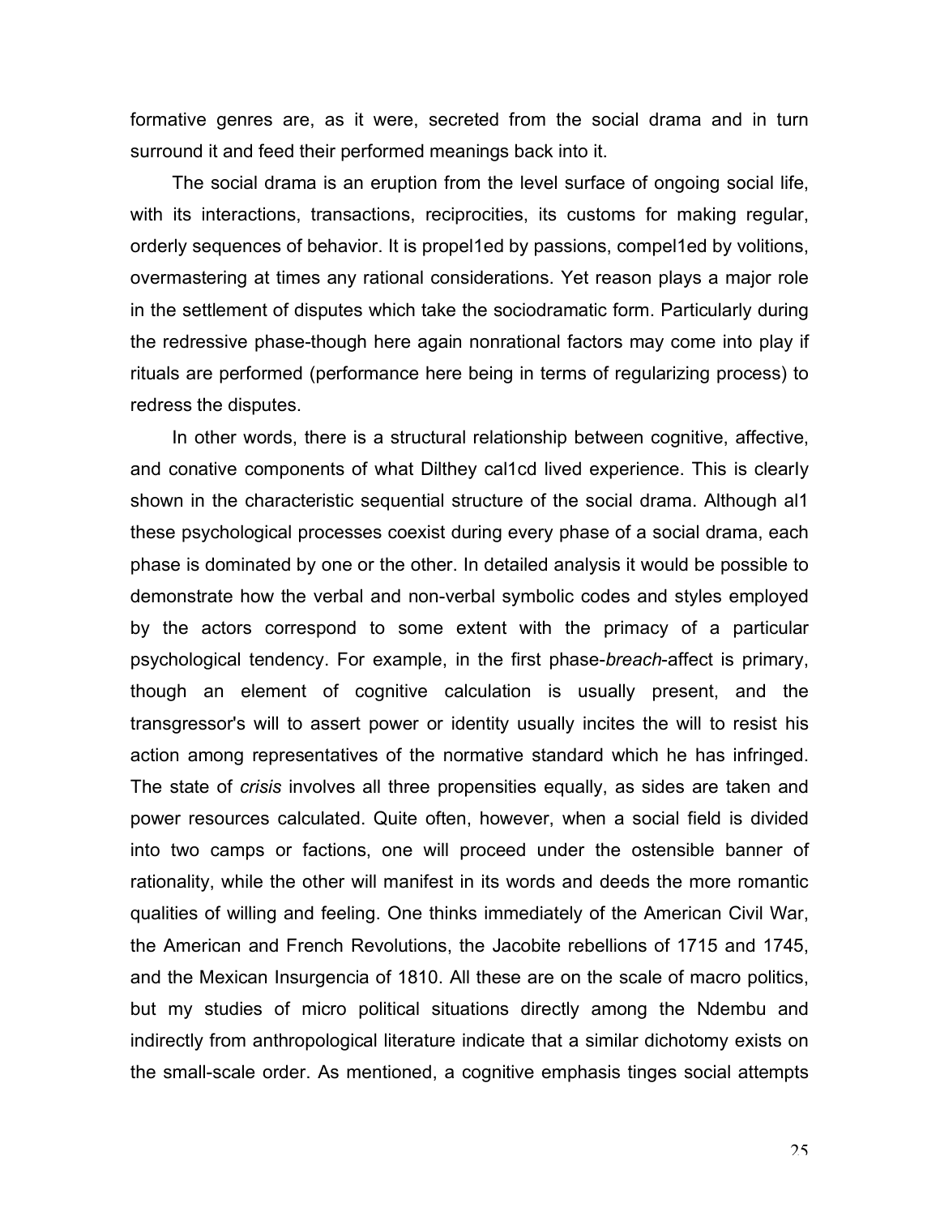formative genres are, as it were, secreted from the social drama and in turn surround it and feed their performed meanings back into it.

The social drama is an eruption from the level surface of ongoing social life, with its interactions, transactions, reciprocities, its customs for making regular, orderly sequences of behavior. It is propel1ed by passions, compel1ed by volitions, overmastering at times any rational considerations. Yet reason plays a major role in the settlement of disputes which take the sociodramatic form. Particularly during the redressive phase-though here again nonrational factors may come into play if rituals are performed (performance here being in terms of regularizing process) to redress the disputes.

In other words, there is a structural relationship between cognitive, affective, and conative components of what Dilthey cal1cd lived experience. This is clearly shown in the characteristic sequential structure of the social drama. Although al1 these psychological processes coexist during every phase of a social drama, each phase is dominated by one or the other. In detailed analysis it would be possible to demonstrate how the verbal and non-verbal symbolic codes and styles employed by the actors correspond to some extent with the primacy of a particular psychological tendency. For example, in the first phase-*breach*-affect is primary, though an element of cognitive calculation is usually present, and the transgressor's will to assert power or identity usually incites the will to resist his action among representatives of the normative standard which he has infringed. The state of *crisis* involves all three propensities equally, as sides are taken and power resources calculated. Quite often, however, when a social field is divided into two camps or factions, one will proceed under the ostensible banner of rationality, while the other will manifest in its words and deeds the more romantic qualities of willing and feeling. One thinks immediately of the American Civil War, the American and French Revolutions, the Jacobite rebellions of 1715 and 1745, and the Mexican Insurgencia of 1810. All these are on the scale of macro politics, but my studies of micro political situations directly among the Ndembu and indirectly from anthropological literature indicate that a similar dichotomy exists on the small-scale order. As mentioned, a cognitive emphasis tinges social attempts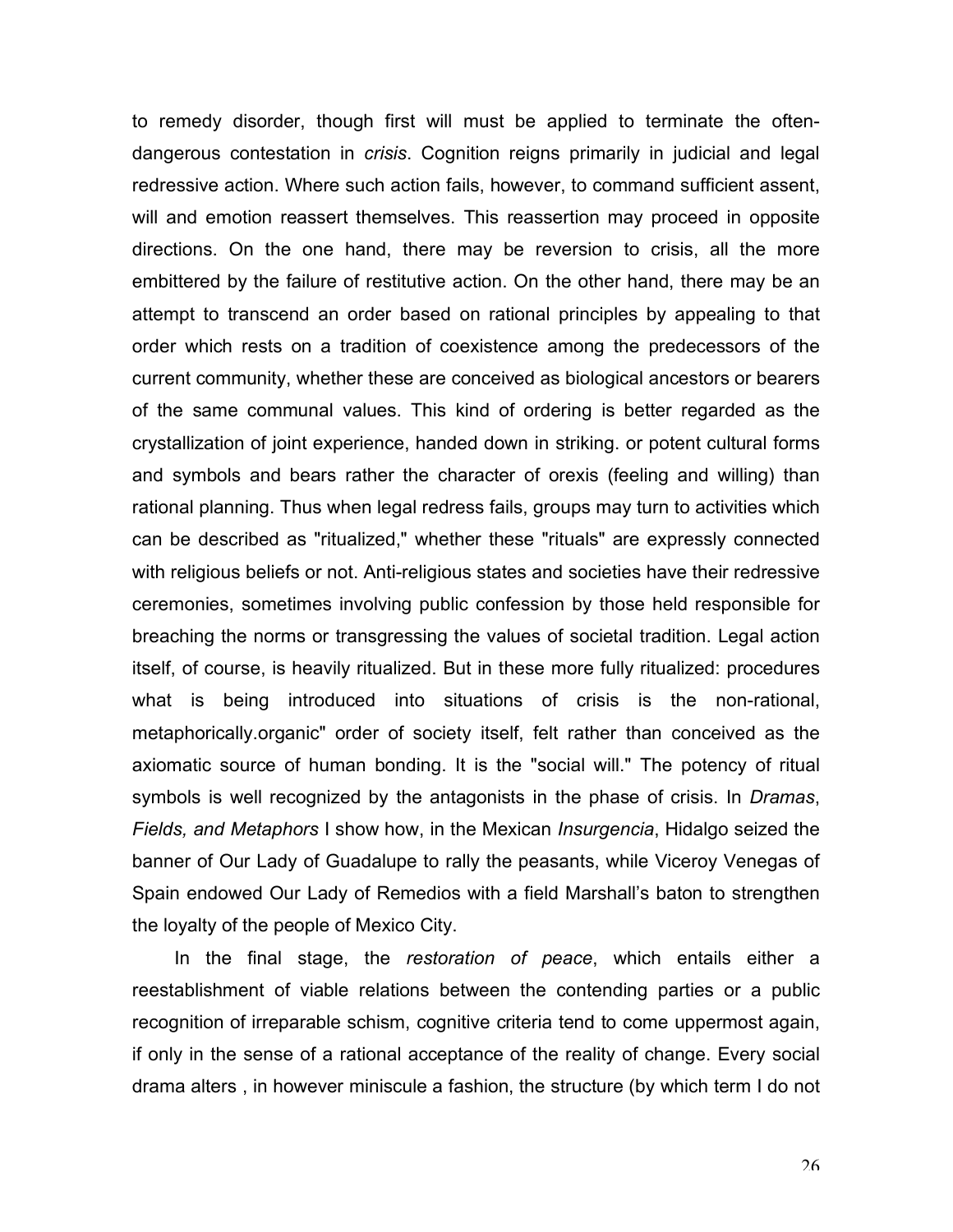to remedy disorder, though first will must be applied to terminate the often-dangerous contestation in *crisis*. Cognition reigns primarily in judicial and legal redressive action. Where such action fails, however, to command sufficient assent, will and emotion reassert themselves. This reassertion may proceed in opposite directions. On the one hand, there may be reversion to crisis, all the more embittered by the failure of restitutive action. On the other hand, there may be an attempt to transcend an order based on rational principles by appealing to that order which rests on a tradition of coexistence among the predecessors of the current community, whether these are conceived as biological ancestors or bearers of the same communal values. This kind of ordering is better regarded as the crystallization of joint experience, handed down in striking. or potent cultural forms and symbols and bears rather the character of orexis (feeling and willing) than rational planning. Thus when legal redress fails, groups may turn to activities which can be described as "ritualized," whether these "rituals" are expressly connected with religious beliefs or not. Anti-religious states and societies have their redressive ceremonies, sometimes involving public confession by those held responsible for breaching the norms or transgressing the values of societal tradition. Legal action itself, of course, is heavily ritualized. But in these more fully ritualized: procedures what is being introduced into situations of crisis is the non-rational, metaphorically.organic" order of society itself, felt rather than conceived as the axiomatic source of human bonding. It is the "social will." The potency of ritual symbols is well recognized by the antagonists in the phase of crisis. In *Dramas, Fields, and Metaphors* I show how, in the Mexican *Insurgencia*, Hidalgo seized the banner of Our Lady of Guadalupe to rally the peasants, while Viceroy Venegas of Spain endowed Our Lady of Remedios with a field Marshall's baton to strengthen the loyalty of the people of Mexico City.

In the final stage, the *restoration of peace*, which entails either a reestablishment of viable relations between the contending parties or a public recognition of irreparable schism, cognitive criteria tend to come uppermost again, if only in the sense of a rational acceptance of the reality of change. Every social drama alters , in however miniscule a fashion, the structure (by which term I do not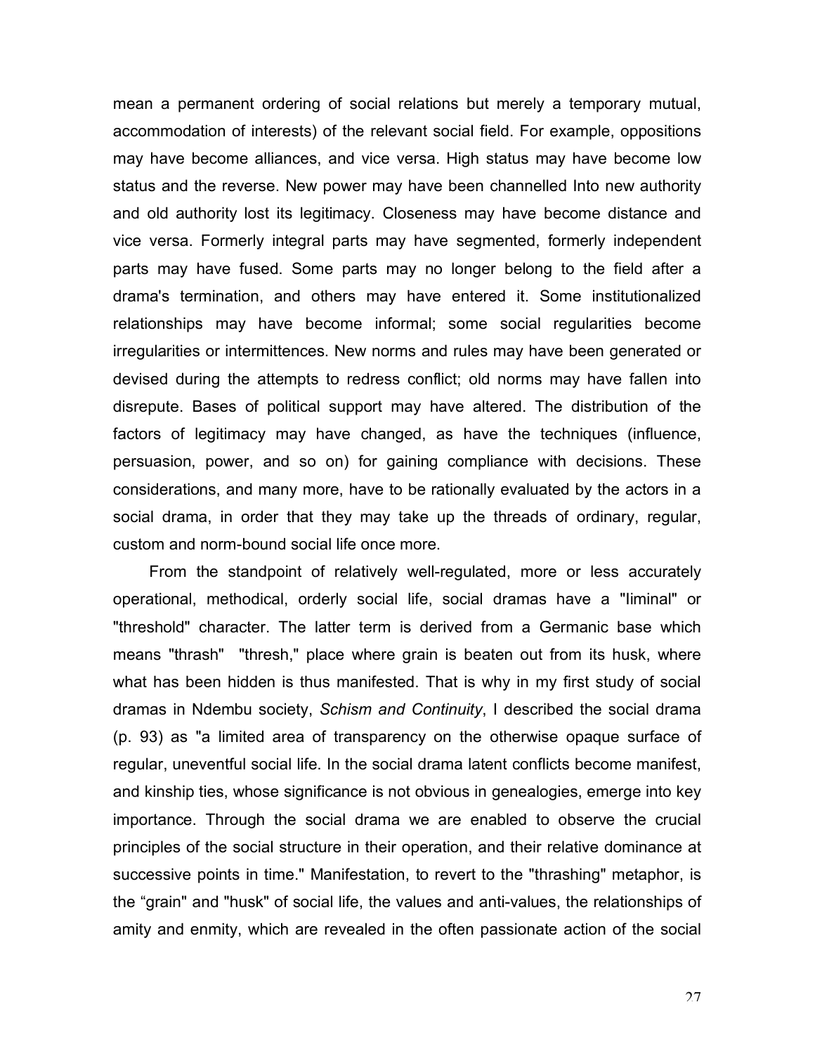mean a permanent ordering of social relations but merely a temporary mutual, accommodation of interests) of the relevant social field. For example, oppositions may have become alliances, and vice versa. High status may have become low status and the reverse. New power may have been channelled Into new authority and old authority lost its legitimacy. Closeness may have become distance and vice versa. Formerly integral parts may have segmented, formerly independent parts may have fused. Some parts may no longer belong to the field after a drama's termination, and others may have entered it. Some institutionalized relationships may have become informal; some social regularities become irregularities or intermittences. New norms and rules may have been generated or devised during the attempts to redress conflict; old norms may have fallen into disrepute. Bases of political support may have altered. The distribution of the factors of legitimacy may have changed, as have the techniques (influence, persuasion, power, and so on) for gaining compliance with decisions. These considerations, and many more, have to be rationally evaluated by the actors in a social drama, in order that they may take up the threads of ordinary, regular, custom and norm-bound social life once more.

From the standpoint of relatively well-regulated, more or less accurately operational, methodical, orderly social life, social dramas have a "liminal" or "threshold" character. The latter term is derived from a Germanic base which means "thrash" "thresh," place where grain is beaten out from its husk, where what has been hidden is thus manifested. That is why in my first study of social dramas in Ndembu society, *Schism and Continuity*, I described the social drama (p. 93) as "a limited area of transparency on the otherwise opaque surface of regular, uneventful social life. In the social drama latent conflicts become manifest, and kinship ties, whose significance is not obvious in genealogies, emerge into key importance. Through the social drama we are enabled to observe the crucial principles of the social structure in their operation, and their relative dominance at successive points in time." Manifestation, to revert to the "thrashing" metaphor, is the "grain" and "husk" of social life, the values and anti-values, the relationships of amity and enmity, which are revealed in the often passionate action of the social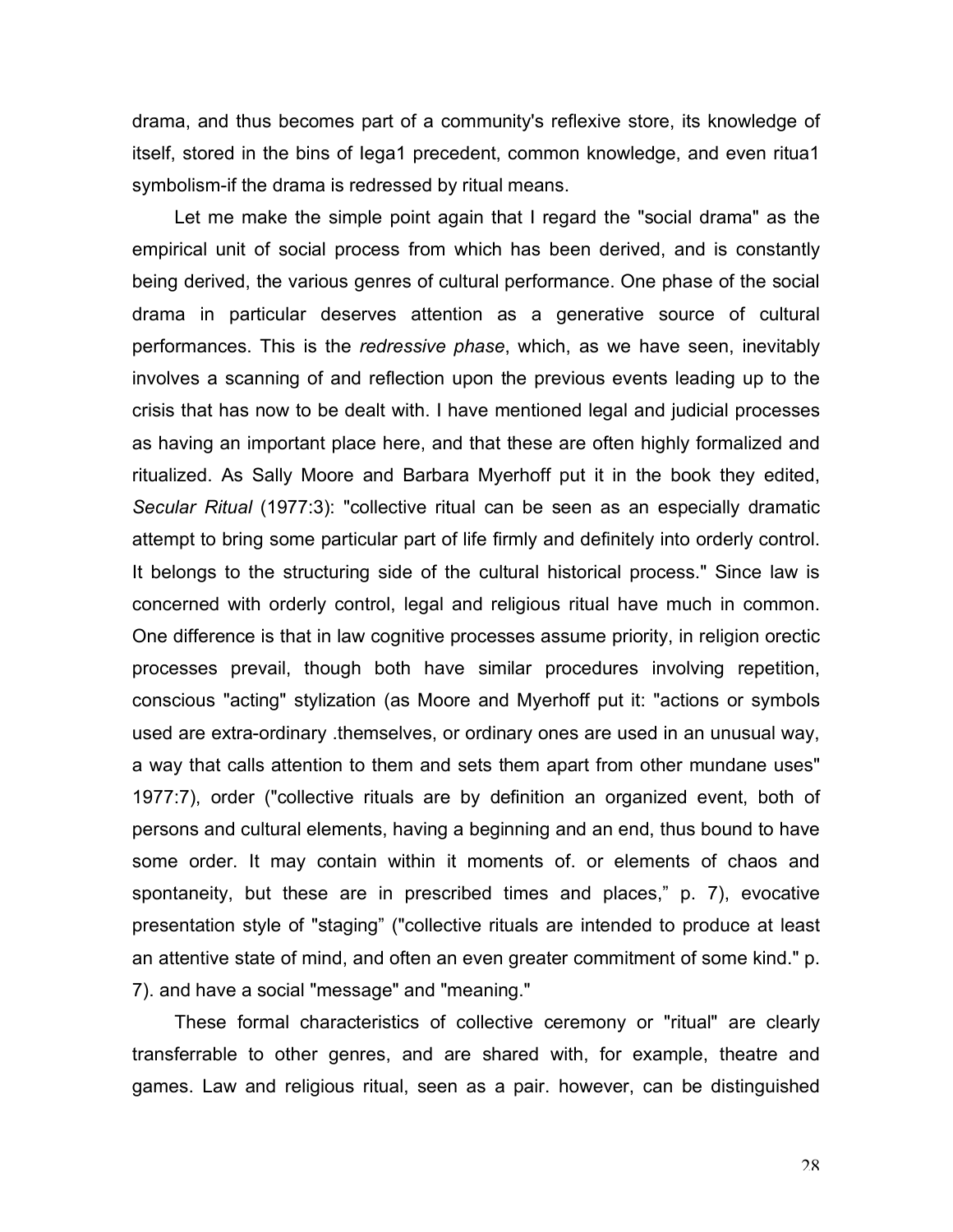drama, and thus becomes part of a community's reflexive store, its knowledge of itself, stored in the bins of Iega1 precedent, common knowledge, and even ritua1 symbolism-if the drama is redressed by ritual means.

Let me make the simple point again that I regard the "social drama" as the empirical unit of social process from which has been derived, and is constantly being derived, the various genres of cultural performance. One phase of the social drama in particular deserves attention as a generative source of cultural performances. This is the *redressive phase*, which, as we have seen, inevitably involves a scanning of and reflection upon the previous events leading up to the crisis that has now to be dealt with. I have mentioned legal and judicial processes as having an important place here, and that these are often highly formalized and ritualized. As Sally Moore and Barbara Myerhoff put it in the book they edited, *Secular Ritual* (1977:3): "collective ritual can be seen as an especially dramatic attempt to bring some particular part of life firmly and definitely into orderly control. It belongs to the structuring side of the cultural historical process." Since law is concerned with orderly control, legal and religious ritual have much in common. One difference is that in law cognitive processes assume priority, in religion orectic processes prevail, though both have similar procedures involving repetition, conscious "acting" stylization (as Moore and Myerhoff put it: "actions or symbols used are extra-ordinary .themselves, or ordinary ones are used in an unusual way, a way that calls attention to them and sets them apart from other mundane uses" 1977:7), order ("collective rituals are by definition an organized event, both of persons and cultural elements, having a beginning and an end, thus bound to have some order. It may contain within it moments of. or elements of chaos and spontaneity, but these are in prescribed times and places," p. 7), evocative presentation style of "staging" ("collective rituals are intended to produce at least an attentive state of mind, and often an even greater commitment of some kind." p. 7). and have a social "message" and "meaning."

These formal characteristics of collective ceremony or "ritual" are clearly transferrable to other genres, and are shared with, for example, theatre and games. Law and religious ritual, seen as a pair. however, can be distinguished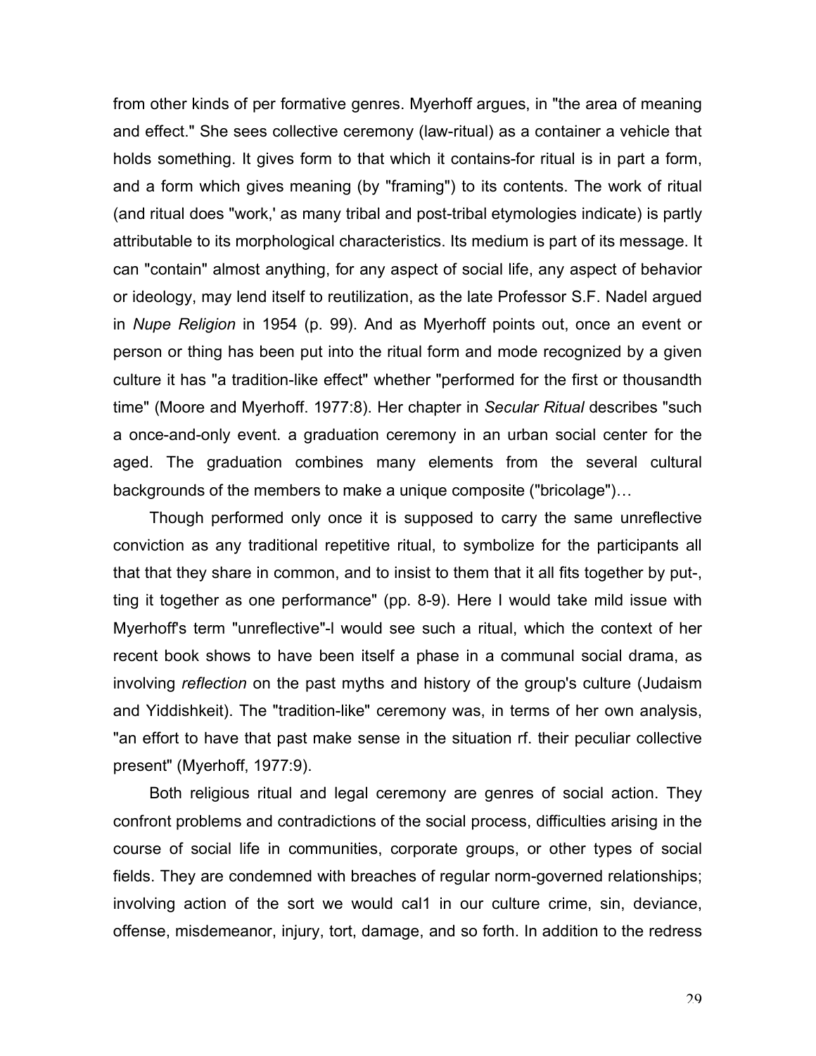from other kinds of per formative genres. Myerhoff argues, in "the area of meaning and effect." She sees collective ceremony (law-ritual) as a container a vehicle that holds something. It gives form to that which it contains-for ritual is in part a form, and a form which gives meaning (by "framing") to its contents. The work of ritual (and ritual does "work,' as many tribal and post-tribal etymologies indicate) is partly attributable to its morphological characteristics. Its medium is part of its message. It can "contain" almost anything, for any aspect of social life, any aspect of behavior or ideology, may lend itself to reutilization, as the late Professor S.F. Nadel argued in *Nupe Religion* in 1954 (p. 99). And as Myerhoff points out, once an event or person or thing has been put into the ritual form and mode recognized by a given culture it has "a tradition-like effect" whether "performed for the first or thousandth time" (Moore and Myerhoff. 1977:8). Her chapter in *Secular Ritual* describes "such a once-and-only event. a graduation ceremony in an urban social center for the aged. The graduation combines many elements from the several cultural backgrounds of the members to make a unique composite ("bricolage")…

Though performed only once it is supposed to carry the same unreflective conviction as any traditional repetitive ritual, to symbolize for the participants all that that they share in common, and to insist to them that it all fits together by put-, ting it together as one performance" (pp. 8-9). Here I would take mild issue with Myerhoff's term "unreflective"-l would see such a ritual, which the context of her recent book shows to have been itself a phase in a communal social drama, as involving *reflection* on the past myths and history of the group's culture (Judaism and Yiddishkeit). The "tradition-like" ceremony was, in terms of her own analysis, "an effort to have that past make sense in the situation rf. their peculiar collective present" (Myerhoff, 1977:9).

Both religious ritual and legal ceremony are genres of social action. They confront problems and contradictions of the social process, difficulties arising in the course of social life in communities, corporate groups, or other types of social fields. They are condemned with breaches of regular norm-governed relationships; involving action of the sort we would cal1 in our culture crime, sin, deviance, offense, misdemeanor, injury, tort, damage, and so forth. In addition to the redress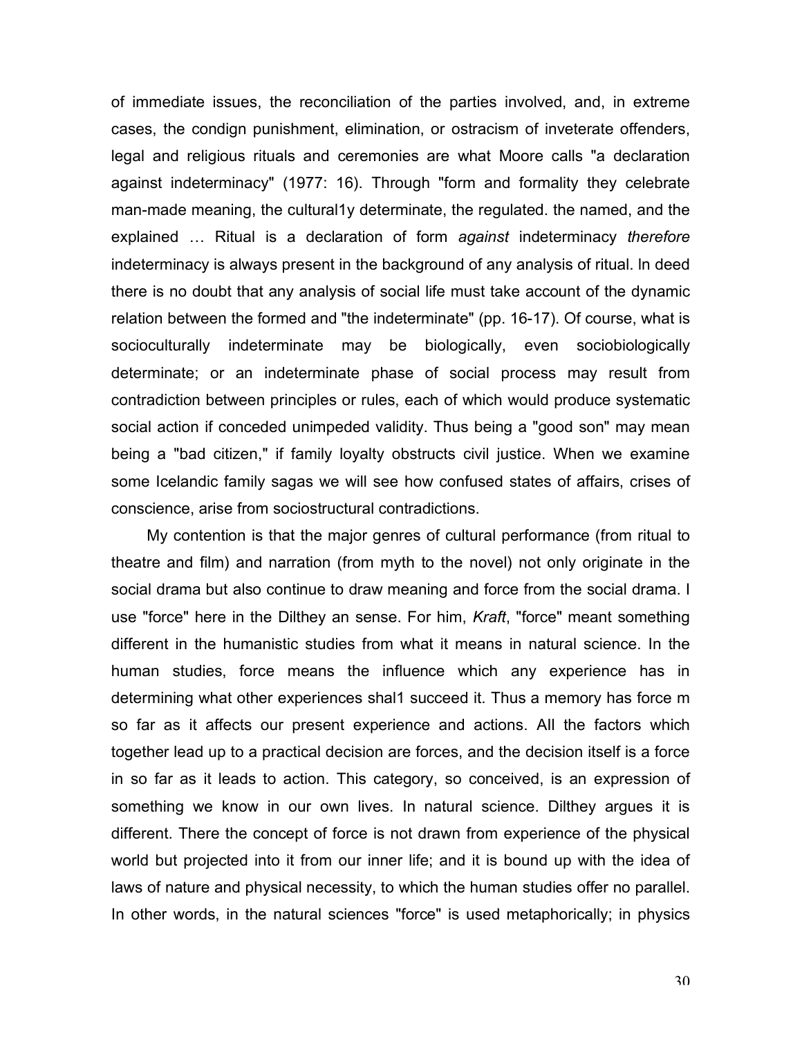of immediate issues, the reconciliation of the parties involved, and, in extreme cases, the condign punishment, elimination, or ostracism of inveterate offenders, legal and religious rituals and ceremonies are what Moore calls "a declaration against indeterminacy" (1977: 16). Through "form and formality they celebrate man-made meaning, the cultural1y determinate, the regulated. the named, and the explained … Ritual is a declaration of form *against* indeterminacy *therefore* indeterminacy is always present in the background of any analysis of ritual. In deed there is no doubt that any analysis of social life must take account of the dynamic relation between the formed and "the indeterminate" (pp. 16-17). Of course, what is socioculturally indeterminate may be biologically, even sociobiologically determinate; or an indeterminate phase of social process may result from contradiction between principles or rules, each of which would produce systematic social action if conceded unimpeded validity. Thus being a "good son" may mean being a "bad citizen," if family loyalty obstructs civil justice. When we examine some Icelandic family sagas we will see how confused states of affairs, crises of conscience, arise from sociostructural contradictions.

My contention is that the major genres of cultural performance (from ritual to theatre and film) and narration (from myth to the novel) not only originate in the social drama but also continue to draw meaning and force from the social drama. I use "force" here in the Dilthey an sense. For him, *Kraft*, "force" meant something different in the humanistic studies from what it means in natural science. In the human studies, force means the influence which any experience has in determining what other experiences shal1 succeed it. Thus a memory has force m so far as it affects our present experience and actions. All the factors which together lead up to a practical decision are forces, and the decision itself is a force in so far as it leads to action. This category, so conceived, is an expression of something we know in our own lives. In natural science. Dilthey argues it is different. There the concept of force is not drawn from experience of the physical world but projected into it from our inner life; and it is bound up with the idea of laws of nature and physical necessity, to which the human studies offer no parallel. In other words, in the natural sciences "force" is used metaphorically; in physics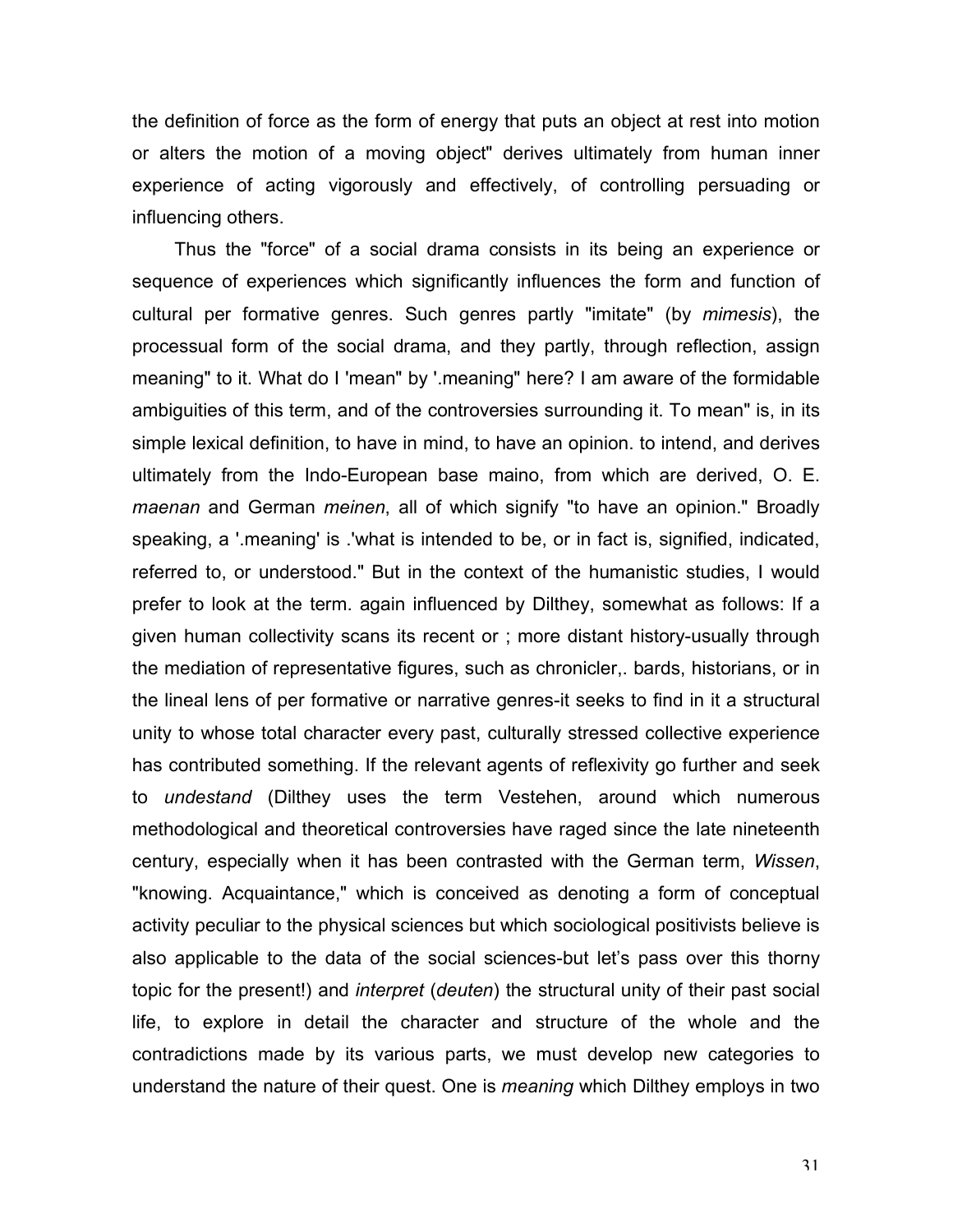the definition of force as the form of energy that puts an object at rest into motion or alters the motion of a moving object" derives ultimately from human inner experience of acting vigorously and effectively, of controlling persuading or influencing others.

Thus the "force" of a social drama consists in its being an experience or sequence of experiences which significantly influences the form and function of cultural per formative genres. Such genres partly "imitate" (by *mimesis*), the processual form of the social drama, and they partly, through reflection, assign meaning" to it. What do I 'mean" by '.meaning" here? I am aware of the formidable ambiguities of this term, and of the controversies surrounding it. To mean" is, in its simple lexical definition, to have in mind, to have an opinion. to intend, and derives ultimately from the Indo-European base maino, from which are derived, O. E. *maenan* and German *meinen*, all of which signify "to have an opinion." Broadly speaking, a '.meaning' is .'what is intended to be, or in fact is, signified, indicated, referred to, or understood." But in the context of the humanistic studies, I would prefer to look at the term. again influenced by Dilthey, somewhat as follows: If a given human collectivity scans its recent or ; more distant history-usually through the mediation of representative figures, such as chronicler,. bards, historians, or in the lineal lens of per formative or narrative genres-it seeks to find in it a structural unity to whose total character every past, culturally stressed collective experience has contributed something. If the relevant agents of reflexivity go further and seek to *undestand* (Dilthey uses the term Vestehen, around which numerous methodological and theoretical controversies have raged since the late nineteenth century, especially when it has been contrasted with the German term, *Wissen*, "knowing. Acquaintance," which is conceived as denoting a form of conceptual activity peculiar to the physical sciences but which sociological positivists believe is also applicable to the data of the social sciences-but let's pass over this thorny topic for the present!) and *interpret* (*deuten*) the structural unity of their past social life, to explore in detail the character and structure of the whole and the contradictions made by its various parts, we must develop new categories to understand the nature of their quest. One is *meaning* which Dilthey employs in two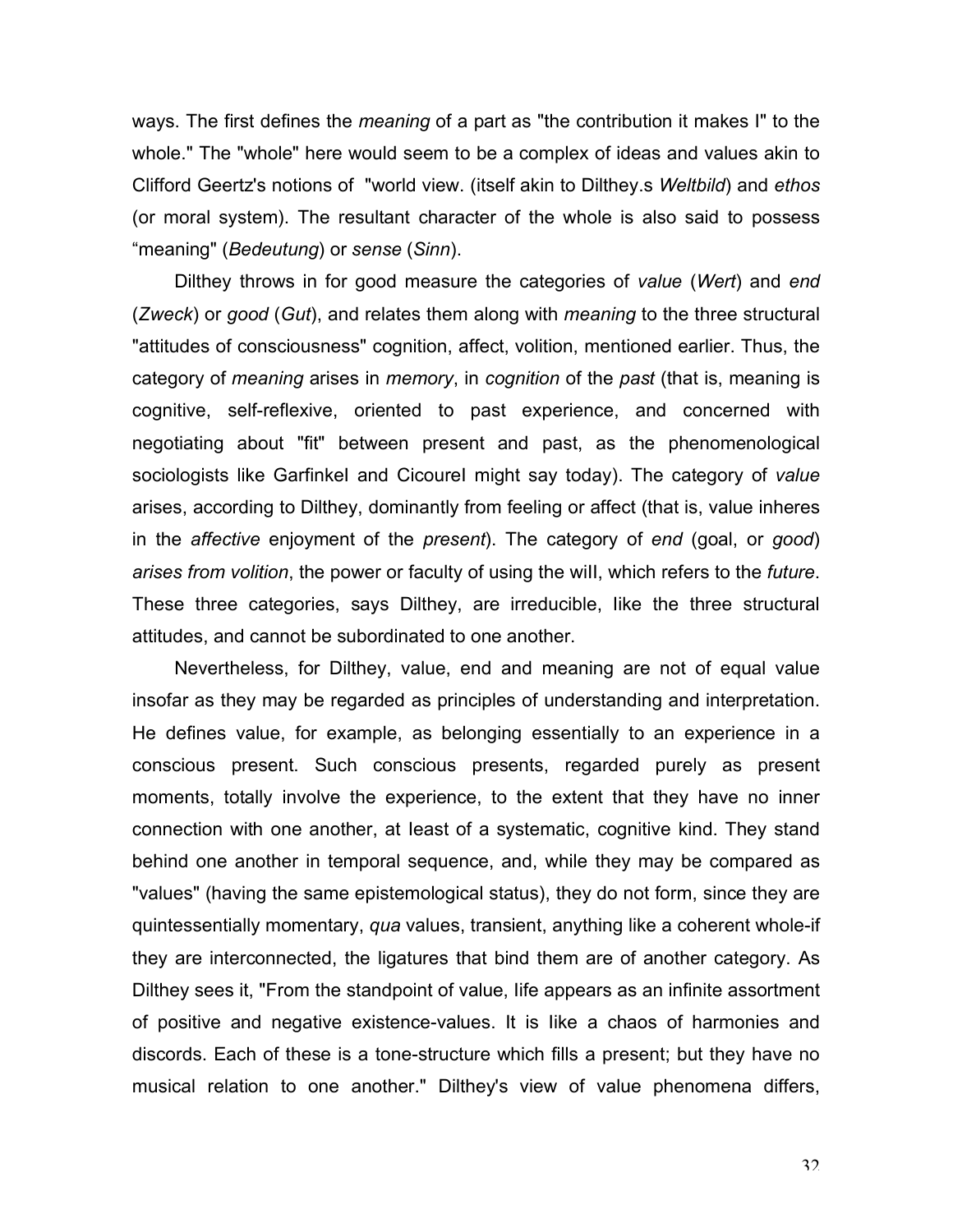ways. The first defines the *meaning* of a part as "the contribution it makes I" to the whole." The "whole" here would seem to be a complex of ideas and values akin to Clifford Geertz's notions of "world view. (itself akin to Dilthey.s *Weltbild*) and *ethos* (or moral system). The resultant character of the whole is also said to possess "meaning" (*Bedeutung*) or *sense* (*Sinn*).

Dilthey throws in for good measure the categories of *value* (*Wert*) and *end* (*Zweck*) or *good* (*Gut*), and relates them along with *meaning* to the three structural "attitudes of consciousness" cognition, affect, volition, mentioned earlier. Thus, the category of *meaning* arises in *memory*, in *cognition* of the *past* (that is, meaning is cognitive, self-reflexive, oriented to past experience, and concerned with negotiating about "fit" between present and past, as the phenomenological sociologists like Garfinkel and Cicourel might say today). The category of *value* arises, according to Dilthey, dominantly from feeling or affect (that is, value inheres in the *affective* enjoyment of the *present*). The category of *end* (goal, or *good*) *arises from volition*, the power or faculty of using the will, which refers to the *future*. These three categories, says Dilthey, are irreducible, like the three structural attitudes, and cannot be subordinated to one another.

Nevertheless, for Dilthey, value, end and meaning are not of equal value insofar as they may be regarded as principles of understanding and interpretation. He defines value, for example, as belonging essentially to an experience in a conscious present. Such conscious presents, regarded purely as present moments, totally involve the experience, to the extent that they have no inner connection with one another, at least of a systematic, cognitive kind. They stand behind one another in temporal sequence, and, while they may be compared as "values" (having the same epistemological status), they do not form, since they are quintessentially momentary, *qua* values, transient, anything like a coherent whole-if they are interconnected, the ligatures that bind them are of another category. As Dilthey sees it, "From the standpoint of value, life appears as an infinite assortment of positive and negative existence-values. It is like a chaos of harmonies and discords. Each of these is a tone-structure which fills a present; but they have no musical relation to one another." Dilthey's view of value phenomena differs,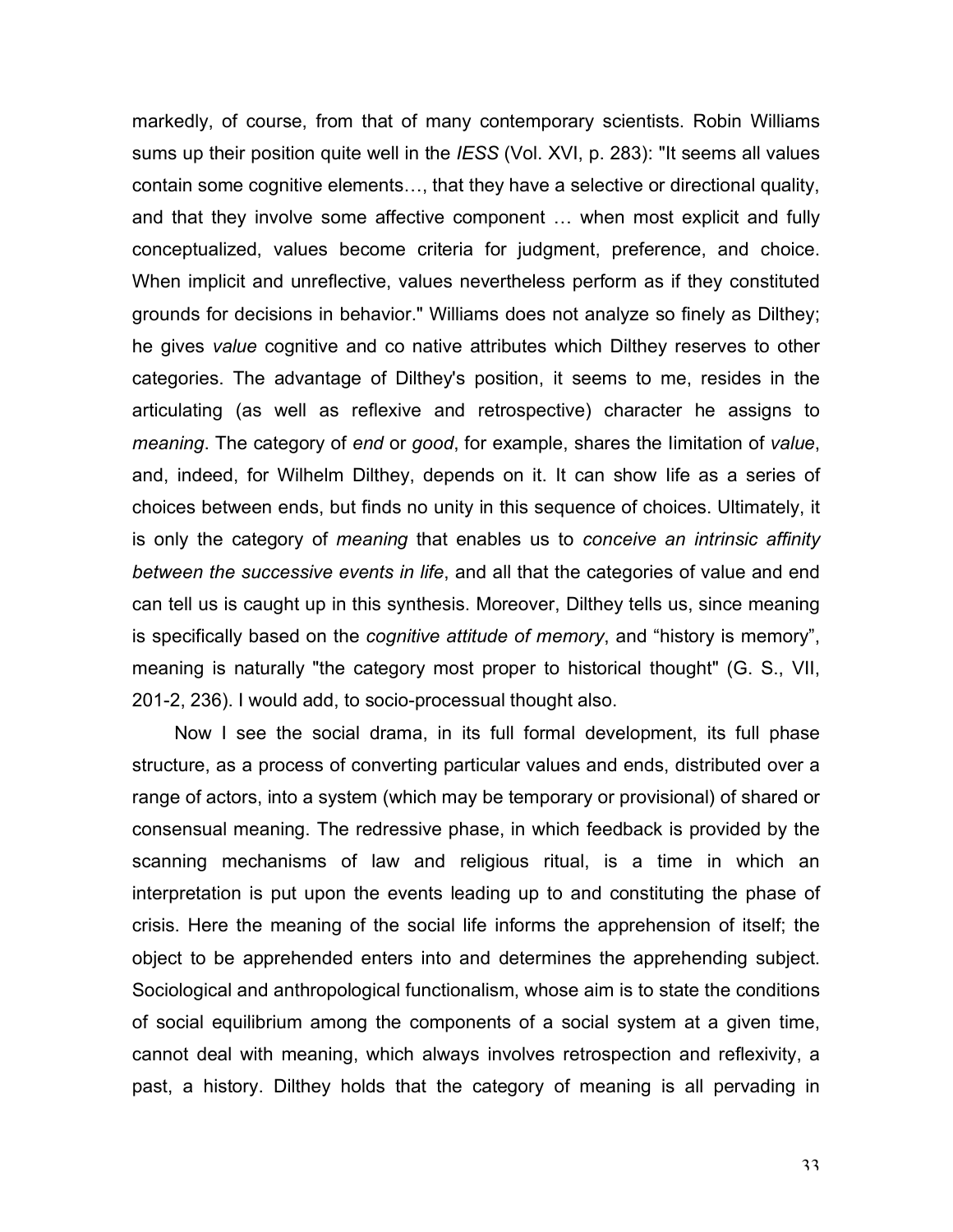markedly, of course, from that of many contemporary scientists. Robin Williams sums up their position quite well in the *IESS* (Vol. XVI, p. 283): "It seems all values contain some cognitive elements…, that they have a selective or directional quality, and that they involve some affective component … when most explicit and fully conceptualized, values become criteria for judgment, preference, and choice. When implicit and unreflective, values nevertheless perform as if they constituted grounds for decisions in behavior." Williams does not analyze so finely as Dilthey; he gives *value* cognitive and co native attributes which Dilthey reserves to other categories. The advantage of Dilthey's position, it seems to me, resides in the articulating (as well as reflexive and retrospective) character he assigns to *meaning*. The category of *end* or *good*, for example, shares the limitation of *value*, and, indeed, for Wilhelm Dilthey, depends on it. It can show life as a series of choices between ends, but finds no unity in this sequence of choices. Ultimately, it is only the category of *meaning* that enables us to *conceive an intrinsic affinity between the successive events in life*, and all that the categories of value and end can tell us is caught up in this synthesis. Moreover, Dilthey tells us, since meaning is specifically based on the *cognitive attitude of memory*, and "history is memory", meaning is naturally "the category most proper to historical thought" (G. S., VII, 201-2, 236). I would add, to socio-processual thought also.

Now I see the social drama, in its full formal development, its full phase structure, as a process of converting particular values and ends, distributed over a range of actors, into a system (which may be temporary or provisional) of shared or consensual meaning. The redressive phase, in which feedback is provided by the scanning mechanisms of law and religious ritual, is a time in which an interpretation is put upon the events leading up to and constituting the phase of crisis. Here the meaning of the social life informs the apprehension of itself; the object to be apprehended enters into and determines the apprehending subject. Sociological and anthropological functionalism, whose aim is to state the conditions of social equilibrium among the components of a social system at a given time, cannot deal with meaning, which always involves retrospection and reflexivity, a past, a history. Dilthey holds that the category of meaning is all pervading in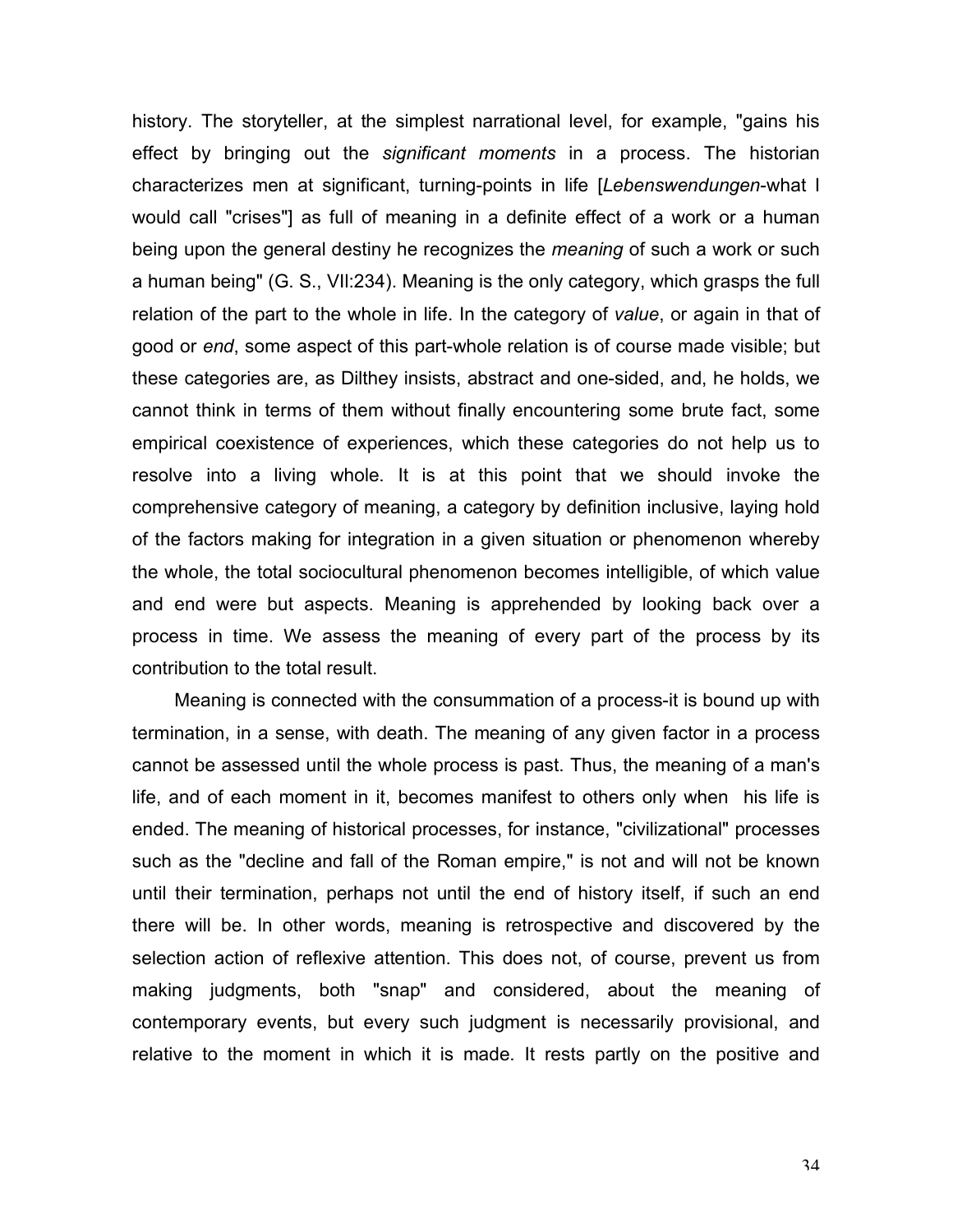history. The storyteller, at the simplest narrational level, for example, "gains his effect by bringing out the *significant moments* in a process. The historian characterizes men at significant, turning-points in life [*Lebenswendungen*-what I would call "crises"] as full of meaning in a definite effect of a work or a human being upon the general destiny he recognizes the *meaning* of such a work or such a human being" (G. S., VII:234). Meaning is the only category, which grasps the full relation of the part to the whole in life. In the category of *value*, or again in that of good or *end*, some aspect of this part-whole relation is of course made visible; but these categories are, as Dilthey insists, abstract and one-sided, and, he holds, we cannot think in terms of them without finally encountering some brute fact, some empirical coexistence of experiences, which these categories do not help us to resolve into a living whole. It is at this point that we should invoke the comprehensive category of meaning, a category by definition inclusive, laying hold of the factors making for integration in a given situation or phenomenon whereby the whole, the total sociocultural phenomenon becomes intelligible, of which value and end were but aspects. Meaning is apprehended by looking back over a process in time. We assess the meaning of every part of the process by its contribution to the total result.

Meaning is connected with the consummation of a process-it is bound up with termination, in a sense, with death. The meaning of any given factor in a process cannot be assessed until the whole process is past. Thus, the meaning of a man's life, and of each moment in it, becomes manifest to others only when his life is ended. The meaning of historical processes, for instance, "civilizational" processes such as the "decline and fall of the Roman empire," is not and will not be known until their termination, perhaps not until the end of history itself, if such an end there will be. In other words, meaning is retrospective and discovered by the selection action of reflexive attention. This does not, of course, prevent us from making judgments, both "snap" and considered, about the meaning of contemporary events, but every such judgment is necessarily provisional, and relative to the moment in which it is made. It rests partly on the positive and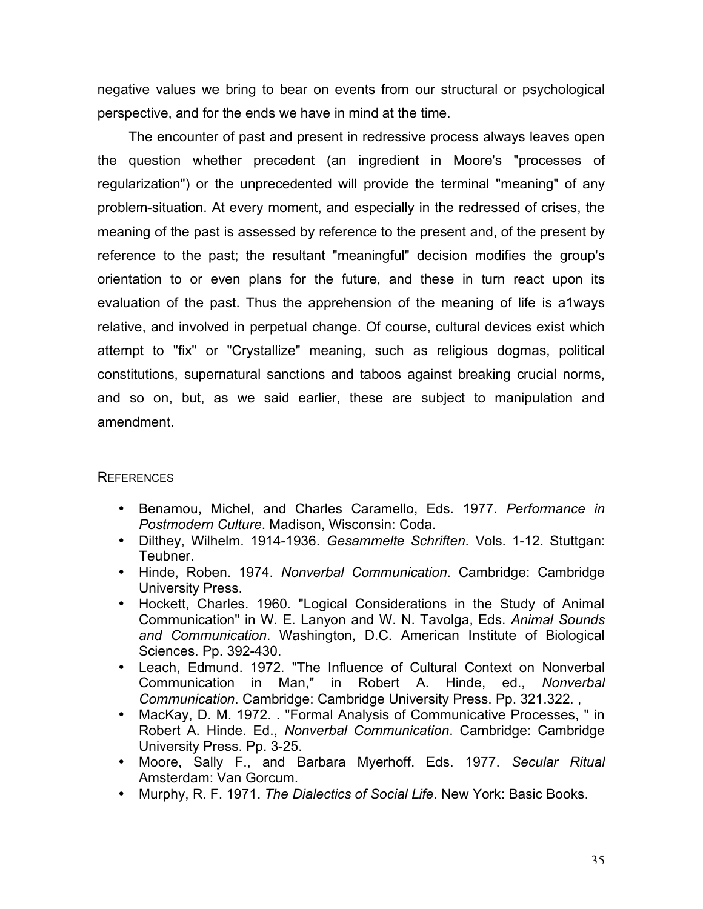negative values we bring to bear on events from our structural or psychological perspective, and for the ends we have in mind at the time.

The encounter of past and present in redressive process always leaves open the question whether precedent (an ingredient in Moore's "processes of regularization") or the unprecedented will provide the terminal "meaning" of any problem-situation. At every moment, and especially in the redressed of crises, the meaning of the past is assessed by reference to the present and, of the present by reference to the past; the resultant "meaningful" decision modifies the group's orientation to or even plans for the future, and these in turn react upon its evaluation of the past. Thus the apprehension of the meaning of life is a1ways relative, and involved in perpetual change. Of course, cultural devices exist which attempt to "fix" or "Crystallize" meaning, such as religious dogmas, political constitutions, supernatural sanctions and taboos against breaking crucial norms, and so on, but, as we said earlier, these are subject to manipulation and amendment.

## References

- Benamou, Michel, and Charles Caramello, Eds. 1977. *Performance in Postmodern Culture*. Madison, Wisconsin: Coda.
- Dilthey, Wilhelm. 1914-1936. *Gesammelte Schriften*. Vols. 1-12. Stuttgan: Teubner.
- Hinde, Roben. 1974. *Nonverbal Communication*. Cambridge: Cambridge University Press.
- Hockett, Charles. 1960. "Logical Considerations in the Study of Animal Communication" in W. E. Lanyon and W. N. Tavolga, Eds. *Animal Sounds and Communication*. Washington, D.C. American Institute of Biological Sciences. Pp. 392-430.
- Leach, Edmund. 1972. "The Influence of Cultural Context on Nonverbal Communication in Man," in Robert A. Hinde, ed., *Nonverbal Communication*. Cambridge: Cambridge University Press. Pp. 321.322. ,
- MacKay, D. M. 1972. . "Formal Analysis of Communicative Processes, " in Robert A. Hinde. Ed., *Nonverbal Communication*. Cambridge: Cambridge University Press. Pp. 3-25.
- Moore, Sally F., and Barbara Myerhoff. Eds. 1977. *Secular Ritual* Amsterdam: Van Gorcum.
- Murphy, R. F. 1971. *The Dialectics of Social Life*. New York: Basic Books.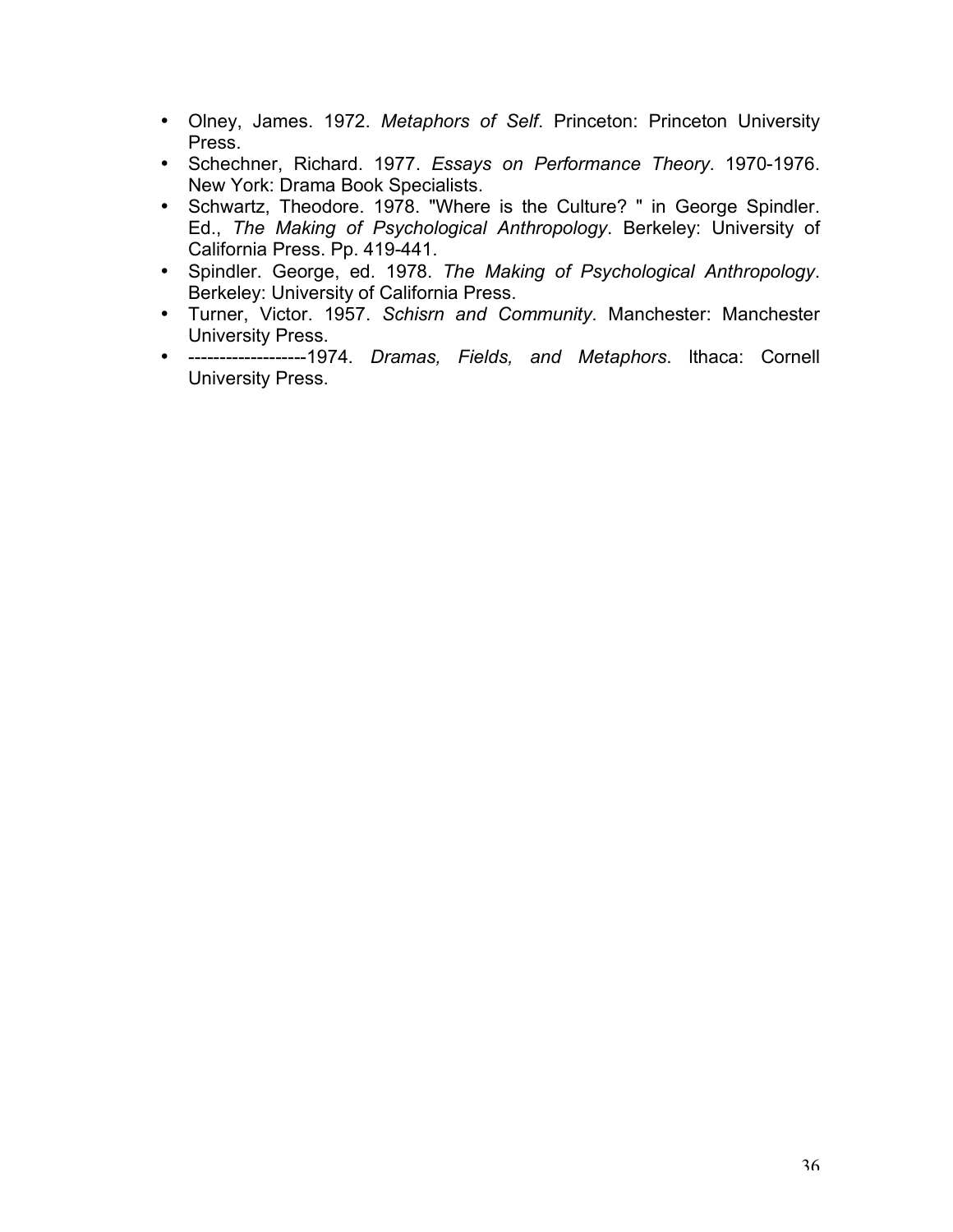- Olney, James. 1972. *Metaphors of Self*. Princeton: Princeton University Press.
- Schechner, Richard. 1977. *Essays on Performance Theory*. 1970-1976. New York: Drama Book Specialists.
- Schwartz, Theodore. 1978. "Where is the Culture? " in George Spindler. Ed., *The Making of Psychological Anthropology*. Berkeley: University of California Press. Pp. 419-441.
- Spindler. George, ed. 1978. *The Making of Psychological Anthropology*. Berkeley: University of California Press.
- Turner, Victor. 1957. *Schisrn and Community*. Manchester: Manchester University Press.
- -------------------1974. *Dramas, Fields, and Metaphors*. Ithaca: Cornell University Press.